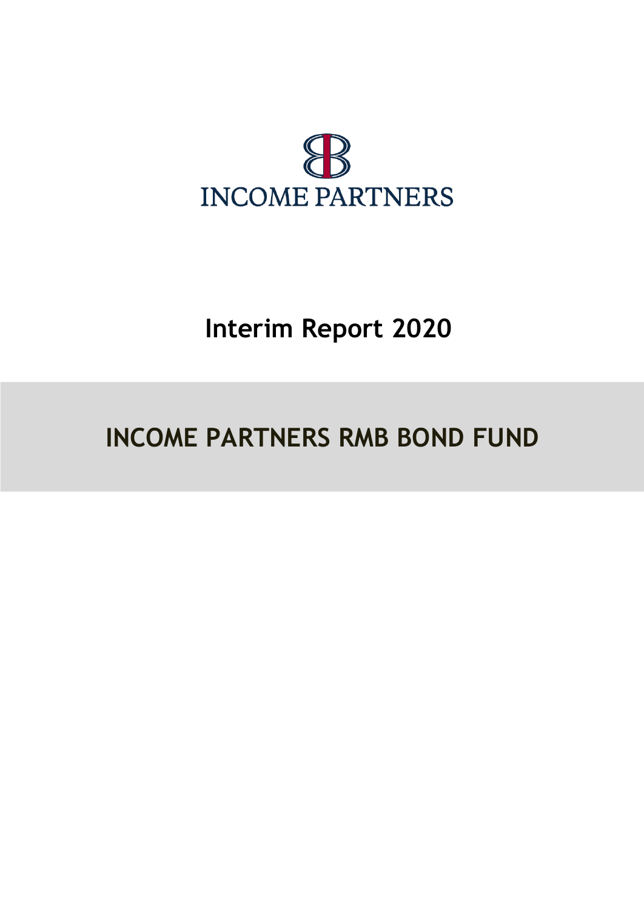INCOME PARTNERS

# Interim Report 2020

# INCOME PARTNERS RMB BOND FUND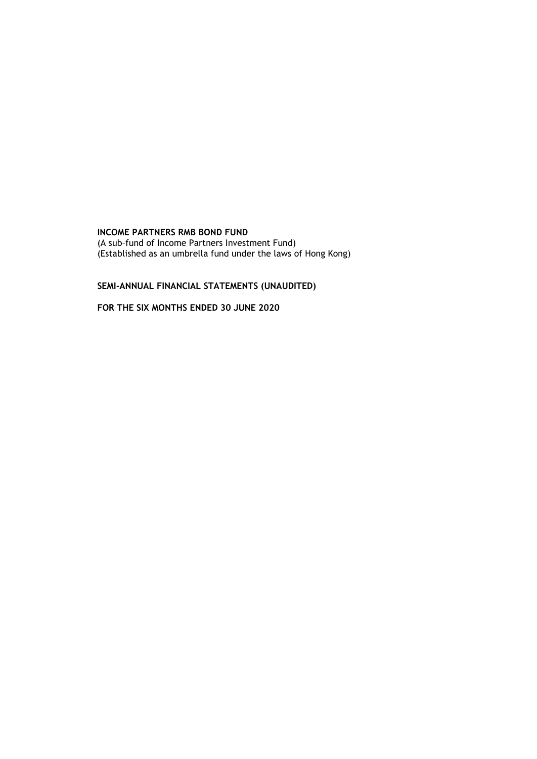**INCOME PARTNERS RMB BOND FUND**
(A sub–fund of Income Partners Investment Fund)
(Established as an umbrella fund under the laws of Hong Kong)

**SEMI-ANNUAL FINANCIAL STATEMENTS (UNAUDITED)**

**FOR THE SIX MONTHS ENDED 30 JUNE 2020**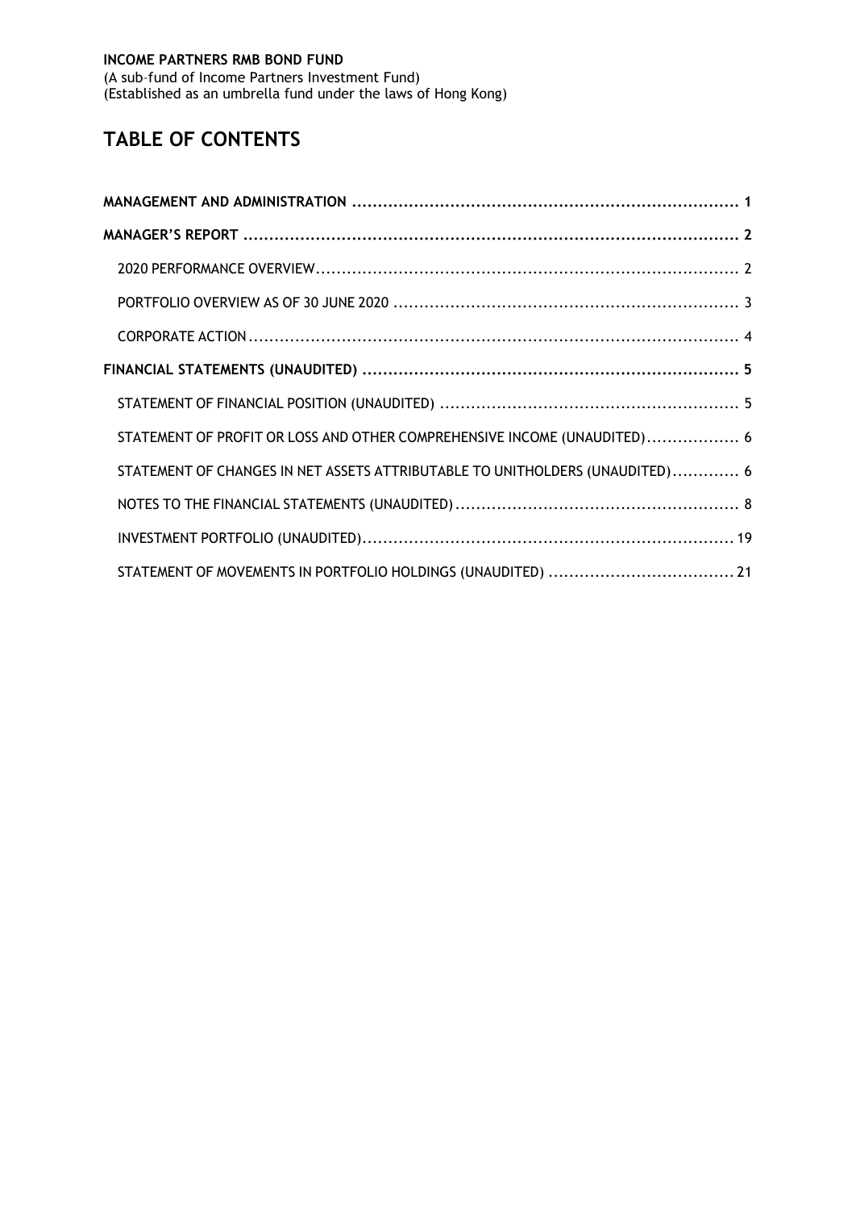**INCOME PARTNERS RMB BOND FUND**
(A sub-fund of Income Partners Investment Fund)
(Established as an umbrella fund under the laws of Hong Kong)

# TABLE OF CONTENTS

**MANAGEMENT AND ADMINISTRATION** ..... 1

**MANAGER'S REPORT** ..... 2

- 2020 PERFORMANCE OVERVIEW ..... 2
- PORTFOLIO OVERVIEW AS OF 30 JUNE 2020 ..... 3
- CORPORATE ACTION ..... 4

**FINANCIAL STATEMENTS (UNAUDITED)** ..... 5

- STATEMENT OF FINANCIAL POSITION (UNAUDITED) ..... 5
- STATEMENT OF PROFIT OR LOSS AND OTHER COMPREHENSIVE INCOME (UNAUDITED) ..... 6
- STATEMENT OF CHANGES IN NET ASSETS ATTRIBUTABLE TO UNITHOLDERS (UNAUDITED) ..... 6
- NOTES TO THE FINANCIAL STATEMENTS (UNAUDITED) ..... 8
- INVESTMENT PORTFOLIO (UNAUDITED) ..... 19
- STATEMENT OF MOVEMENTS IN PORTFOLIO HOLDINGS (UNAUDITED) ..... 21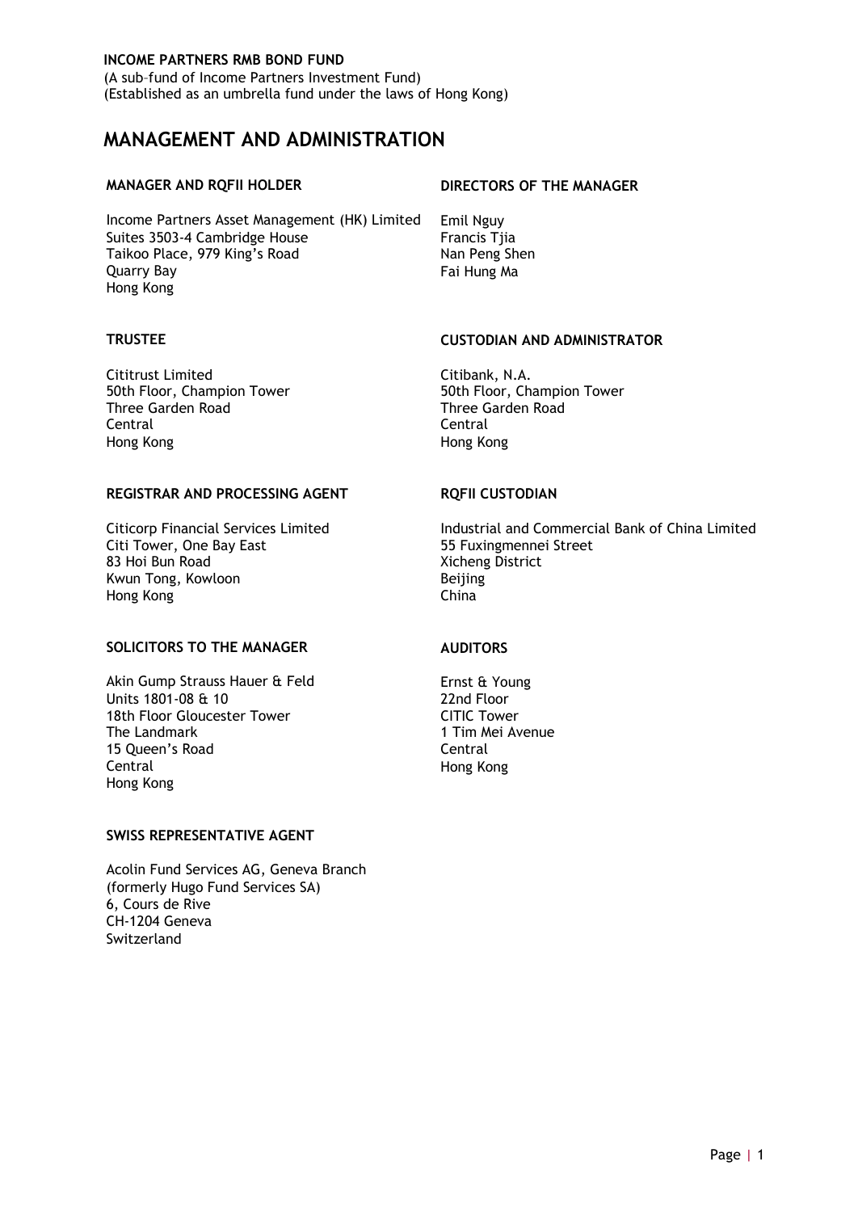**INCOME PARTNERS RMB BOND FUND**
(A sub–fund of Income Partners Investment Fund)
(Established as an umbrella fund under the laws of Hong Kong)

# MANAGEMENT AND ADMINISTRATION

### MANAGER AND RQFII HOLDER

Income Partners Asset Management (HK) Limited
Suites 3503-4 Cambridge House
Taikoo Place, 979 King's Road
Quarry Bay
Hong Kong

### DIRECTORS OF THE MANAGER

Emil Nguy
Francis Tjia
Nan Peng Shen
Fai Hung Ma

### TRUSTEE

Cititrust Limited
50th Floor, Champion Tower
Three Garden Road
Central
Hong Kong

### CUSTODIAN AND ADMINISTRATOR

Citibank, N.A.
50th Floor, Champion Tower
Three Garden Road
Central
Hong Kong

### REGISTRAR AND PROCESSING AGENT

Citicorp Financial Services Limited
Citi Tower, One Bay East
83 Hoi Bun Road
Kwun Tong, Kowloon
Hong Kong

### RQFII CUSTODIAN

Industrial and Commercial Bank of China Limited
55 Fuxingmennei Street
Xicheng District
Beijing
China

### SOLICITORS TO THE MANAGER

Akin Gump Strauss Hauer & Feld
Units 1801-08 & 10
18th Floor Gloucester Tower
The Landmark
15 Queen's Road
Central
Hong Kong

### AUDITORS

Ernst & Young
22nd Floor
CITIC Tower
1 Tim Mei Avenue
Central
Hong Kong

### SWISS REPRESENTATIVE AGENT

Acolin Fund Services AG, Geneva Branch
(formerly Hugo Fund Services SA)
6, Cours de Rive
CH-1204 Geneva
Switzerland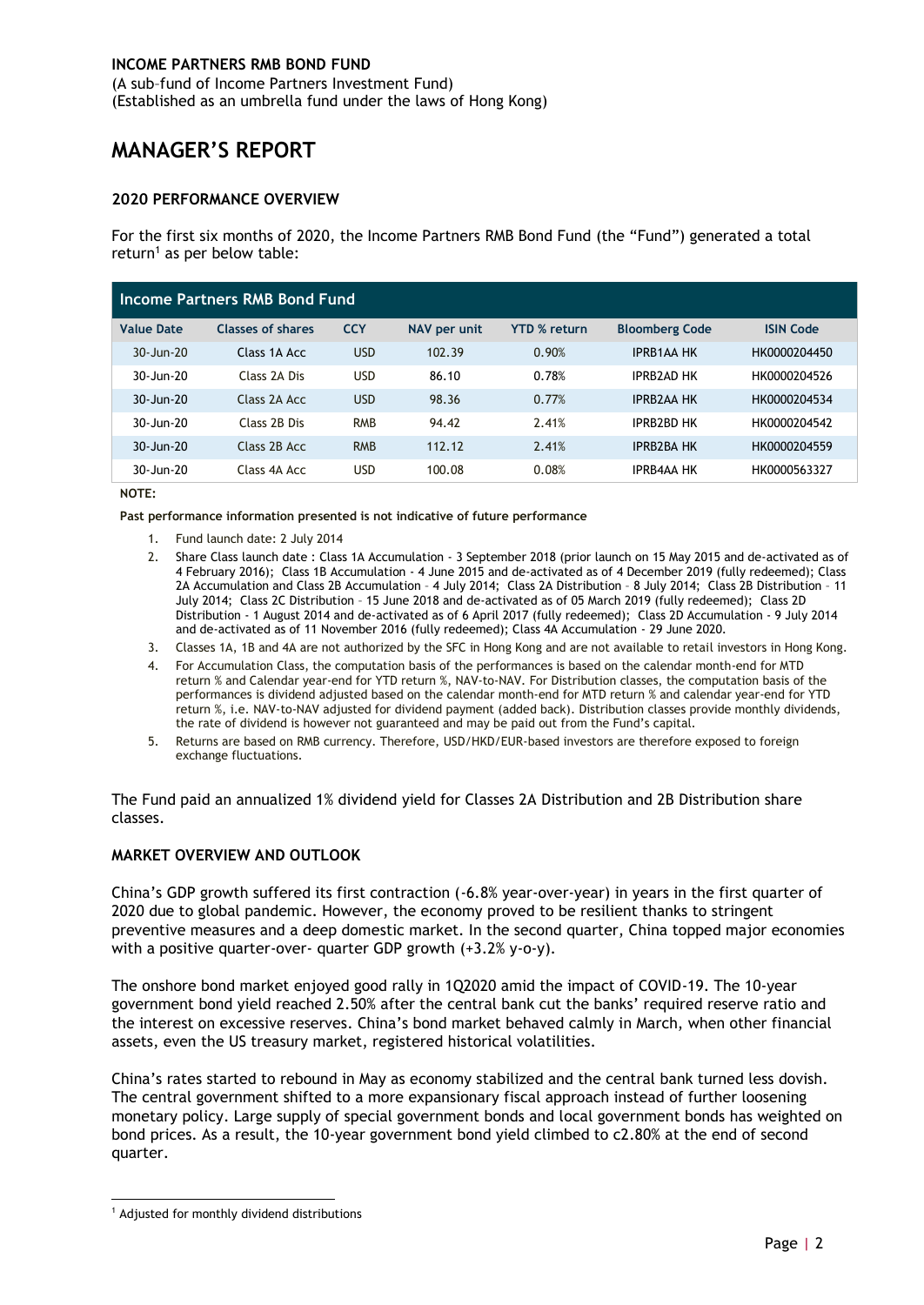**INCOME PARTNERS RMB BOND FUND**
(A sub-fund of Income Partners Investment Fund)
(Established as an umbrella fund under the laws of Hong Kong)

# MANAGER'S REPORT

### 2020 PERFORMANCE OVERVIEW

For the first six months of 2020, the Income Partners RMB Bond Fund (the "Fund") generated a total return[1] as per below table:

| Income Partners RMB Bond Fund | | | | | | |
|---|---|---|---|---|---|---|
| **Value Date** | **Classes of shares** | **CCY** | **NAV per unit** | **YTD % return** | **Bloomberg Code** | **ISIN Code** |
| 30-Jun-20 | Class 1A Acc | USD | 102.39 | 0.90% | IPRB1AA HK | HK0000204450 |
| 30-Jun-20 | Class 2A Dis | USD | 86.10 | 0.78% | IPRB2AD HK | HK0000204526 |
| 30-Jun-20 | Class 2A Acc | USD | 98.36 | 0.77% | IPRB2AA HK | HK0000204534 |
| 30-Jun-20 | Class 2B Dis | RMB | 94.42 | 2.41% | IPRB2BD HK | HK0000204542 |
| 30-Jun-20 | Class 2B Acc | RMB | 112.12 | 2.41% | IPRB2BA HK | HK0000204559 |
| 30-Jun-20 | Class 4A Acc | USD | 100.08 | 0.08% | IPRB4AA HK | HK0000563327 |

**NOTE:**

**Past performance information presented is not indicative of future performance**

1. Fund launch date: 2 July 2014
2. Share Class launch date : Class 1A Accumulation - 3 September 2018 (prior launch on 15 May 2015 and de-activated as of 4 February 2016); Class 1B Accumulation - 4 June 2015 and de-activated as of 4 December 2019 (fully redeemed); Class 2A Accumulation and Class 2B Accumulation – 4 July 2014; Class 2A Distribution – 8 July 2014; Class 2B Distribution – 11 July 2014; Class 2C Distribution – 15 June 2018 and de-activated as of 05 March 2019 (fully redeemed); Class 2D Distribution - 1 August 2014 and de-activated as of 6 April 2017 (fully redeemed); Class 2D Accumulation - 9 July 2014 and de-activated as of 11 November 2016 (fully redeemed); Class 4A Accumulation - 29 June 2020.
3. Classes 1A, 1B and 4A are not authorized by the SFC in Hong Kong and are not available to retail investors in Hong Kong.
4. For Accumulation Class, the computation basis of the performances is based on the calendar month-end for MTD return % and Calendar year-end for YTD return %, NAV-to-NAV. For Distribution classes, the computation basis of the performances is dividend adjusted based on the calendar month-end for MTD return % and calendar year-end for YTD return %, i.e. NAV-to-NAV adjusted for dividend payment (added back). Distribution classes provide monthly dividends, the rate of dividend is however not guaranteed and may be paid out from the Fund's capital.
5. Returns are based on RMB currency. Therefore, USD/HKD/EUR-based investors are therefore exposed to foreign exchange fluctuations.

The Fund paid an annualized 1% dividend yield for Classes 2A Distribution and 2B Distribution share classes.

### MARKET OVERVIEW AND OUTLOOK

China's GDP growth suffered its first contraction (-6.8% year-over-year) in years in the first quarter of 2020 due to global pandemic. However, the economy proved to be resilient thanks to stringent preventive measures and a deep domestic market. In the second quarter, China topped major economies with a positive quarter-over- quarter GDP growth (+3.2% y-o-y).

The onshore bond market enjoyed good rally in 1Q2020 amid the impact of COVID-19. The 10-year government bond yield reached 2.50% after the central bank cut the banks' required reserve ratio and the interest on excessive reserves. China's bond market behaved calmly in March, when other financial assets, even the US treasury market, registered historical volatilities.

China's rates started to rebound in May as economy stabilized and the central bank turned less dovish. The central government shifted to a more expansionary fiscal approach instead of further loosening monetary policy. Large supply of special government bonds and local government bonds has weighted on bond prices. As a result, the 10-year government bond yield climbed to c2.80% at the end of second quarter.

[1] Adjusted for monthly dividend distributions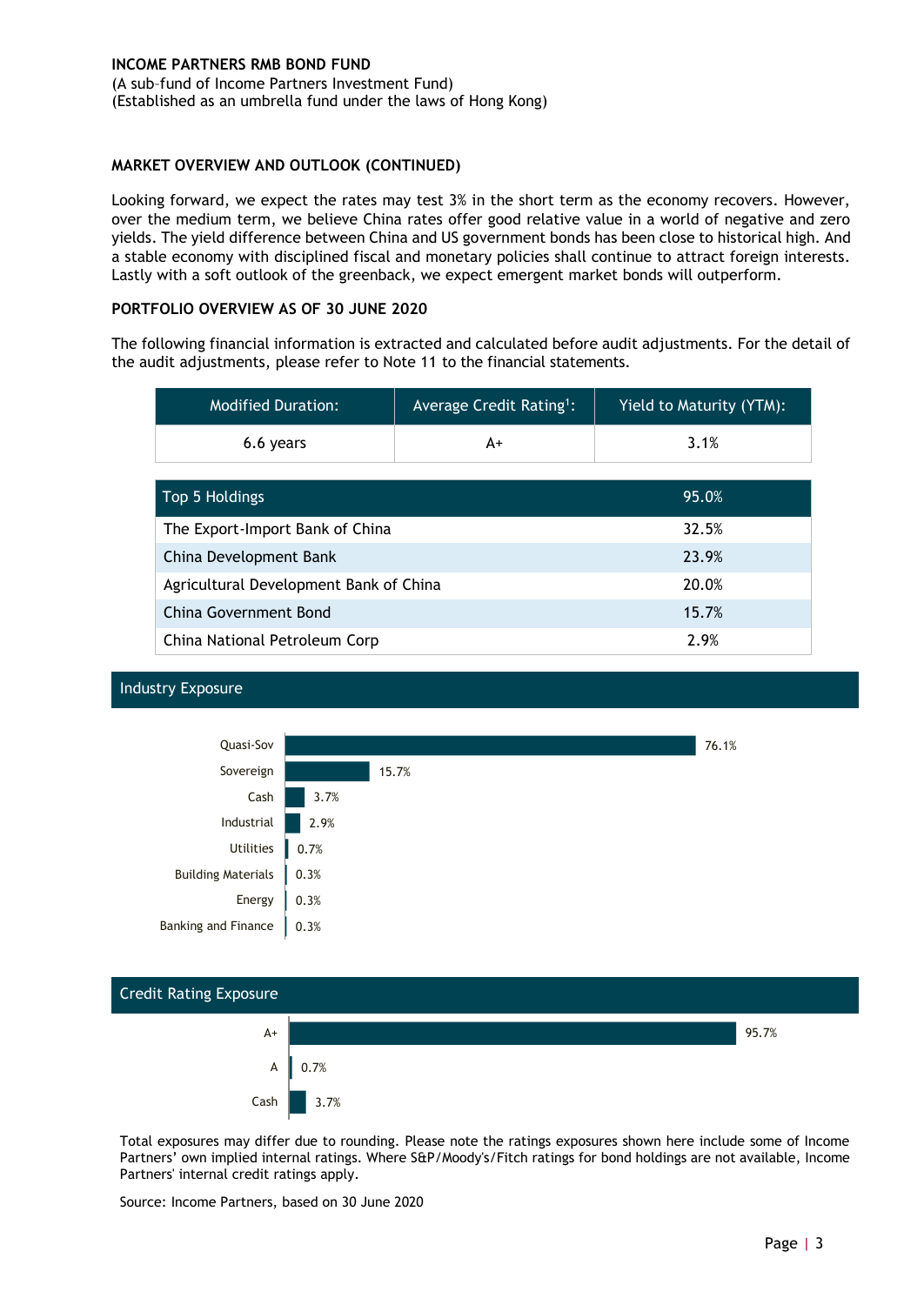**INCOME PARTNERS RMB BOND FUND**
(A sub-fund of Income Partners Investment Fund)
(Established as an umbrella fund under the laws of Hong Kong)

## MARKET OVERVIEW AND OUTLOOK (CONTINUED)

Looking forward, we expect the rates may test 3% in the short term as the economy recovers. However, over the medium term, we believe China rates offer good relative value in a world of negative and zero yields. The yield difference between China and US government bonds has been close to historical high. And a stable economy with disciplined fiscal and monetary policies shall continue to attract foreign interests. Lastly with a soft outlook of the greenback, we expect emergent market bonds will outperform.

## PORTFOLIO OVERVIEW AS OF 30 JUNE 2020

The following financial information is extracted and calculated before audit adjustments. For the detail of the audit adjustments, please refer to Note 11 to the financial statements.

| Modified Duration: | Average Credit Rating[1]: | Yield to Maturity (YTM): |
|---|---|---|
| 6.6 years | A+ | 3.1% |

| Top 5 Holdings | 95.0% |
|---|---|
| The Export-Import Bank of China | 32.5% |
| China Development Bank | 23.9% |
| Agricultural Development Bank of China | 20.0% |
| China Government Bond | 15.7% |
| China National Petroleum Corp | 2.9% |

### Industry Exposure

| Industry | Exposure |
|---|---|
| Quasi-Sov | 76.1% |
| Sovereign | 15.7% |
| Cash | 3.7% |
| Industrial | 2.9% |
| Utilities | 0.7% |
| Building Materials | 0.3% |
| Energy | 0.3% |
| Banking and Finance | 0.3% |

### Credit Rating Exposure

| Rating | Exposure |
|---|---|
| A+ | 95.7% |
| A | 0.7% |
| Cash | 3.7% |

Total exposures may differ due to rounding. Please note the ratings exposures shown here include some of Income Partners' own implied internal ratings. Where S&P/Moody's/Fitch ratings for bond holdings are not available, Income Partners' internal credit ratings apply.

Source: Income Partners, based on 30 June 2020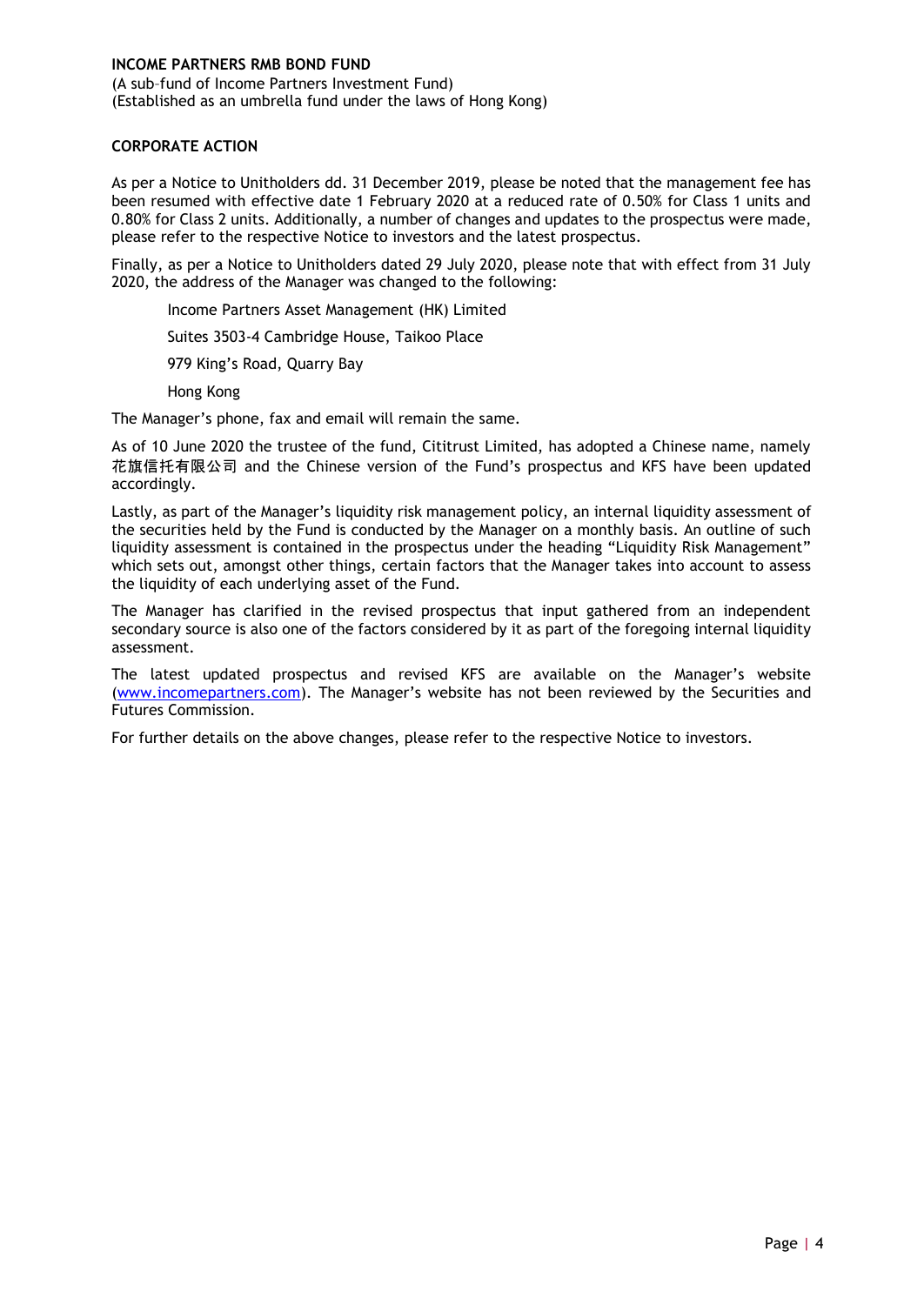**INCOME PARTNERS RMB BOND FUND**

(A sub-fund of Income Partners Investment Fund)
(Established as an umbrella fund under the laws of Hong Kong)

**CORPORATE ACTION**

As per a Notice to Unitholders dd. 31 December 2019, please be noted that the management fee has been resumed with effective date 1 February 2020 at a reduced rate of 0.50% for Class 1 units and 0.80% for Class 2 units. Additionally, a number of changes and updates to the prospectus were made, please refer to the respective Notice to investors and the latest prospectus.

Finally, as per a Notice to Unitholders dated 29 July 2020, please note that with effect from 31 July 2020, the address of the Manager was changed to the following:

Income Partners Asset Management (HK) Limited

Suites 3503-4 Cambridge House, Taikoo Place

979 King's Road, Quarry Bay

Hong Kong

The Manager's phone, fax and email will remain the same.

As of 10 June 2020 the trustee of the fund, Cititrust Limited, has adopted a Chinese name, namely 花旗信托有限公司 and the Chinese version of the Fund's prospectus and KFS have been updated accordingly.

Lastly, as part of the Manager's liquidity risk management policy, an internal liquidity assessment of the securities held by the Fund is conducted by the Manager on a monthly basis. An outline of such liquidity assessment is contained in the prospectus under the heading "Liquidity Risk Management" which sets out, amongst other things, certain factors that the Manager takes into account to assess the liquidity of each underlying asset of the Fund.

The Manager has clarified in the revised prospectus that input gathered from an independent secondary source is also one of the factors considered by it as part of the foregoing internal liquidity assessment.

The latest updated prospectus and revised KFS are available on the Manager's website (www.incomepartners.com). The Manager's website has not been reviewed by the Securities and Futures Commission.

For further details on the above changes, please refer to the respective Notice to investors.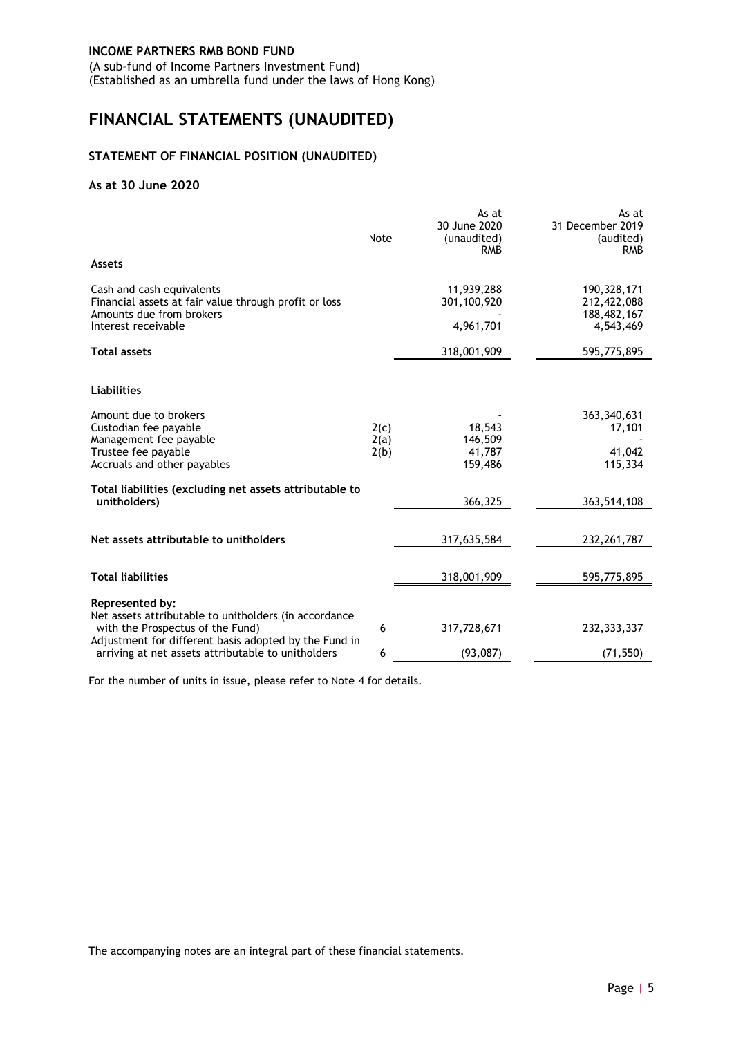**INCOME PARTNERS RMB BOND FUND**
(A sub-fund of Income Partners Investment Fund)
(Established as an umbrella fund under the laws of Hong Kong)

# FINANCIAL STATEMENTS (UNAUDITED)

### STATEMENT OF FINANCIAL POSITION (UNAUDITED)

### As at 30 June 2020

| | Note | As at 30 June 2020 (unaudited) RMB | As at 31 December 2019 (audited) RMB |
|---|---|---|---|
| **Assets** | | | |
| Cash and cash equivalents | | 11,939,288 | 190,328,171 |
| Financial assets at fair value through profit or loss | | 301,100,920 | 212,422,088 |
| Amounts due from brokers | | - | 188,482,167 |
| Interest receivable | | 4,961,701 | 4,543,469 |
| **Total assets** | | 318,001,909 | 595,775,895 |
| **Liabilities** | | | |
| Amount due to brokers | | - | 363,340,631 |
| Custodian fee payable | 2(c) | 18,543 | 17,101 |
| Management fee payable | 2(a) | 146,509 | - |
| Trustee fee payable | 2(b) | 41,787 | 41,042 |
| Accruals and other payables | | 159,486 | 115,334 |
| **Total liabilities (excluding net assets attributable to unitholders)** | | 366,325 | 363,514,108 |
| **Net assets attributable to unitholders** | | 317,635,584 | 232,261,787 |
| **Total liabilities** | | 318,001,909 | 595,775,895 |
| **Represented by:** | | | |
| Net assets attributable to unitholders (in accordance with the Prospectus of the Fund) | 6 | 317,728,671 | 232,333,337 |
| Adjustment for different basis adopted by the Fund in arriving at net assets attributable to unitholders | 6 | (93,087) | (71,550) |

For the number of units in issue, please refer to Note 4 for details.

The accompanying notes are an integral part of these financial statements.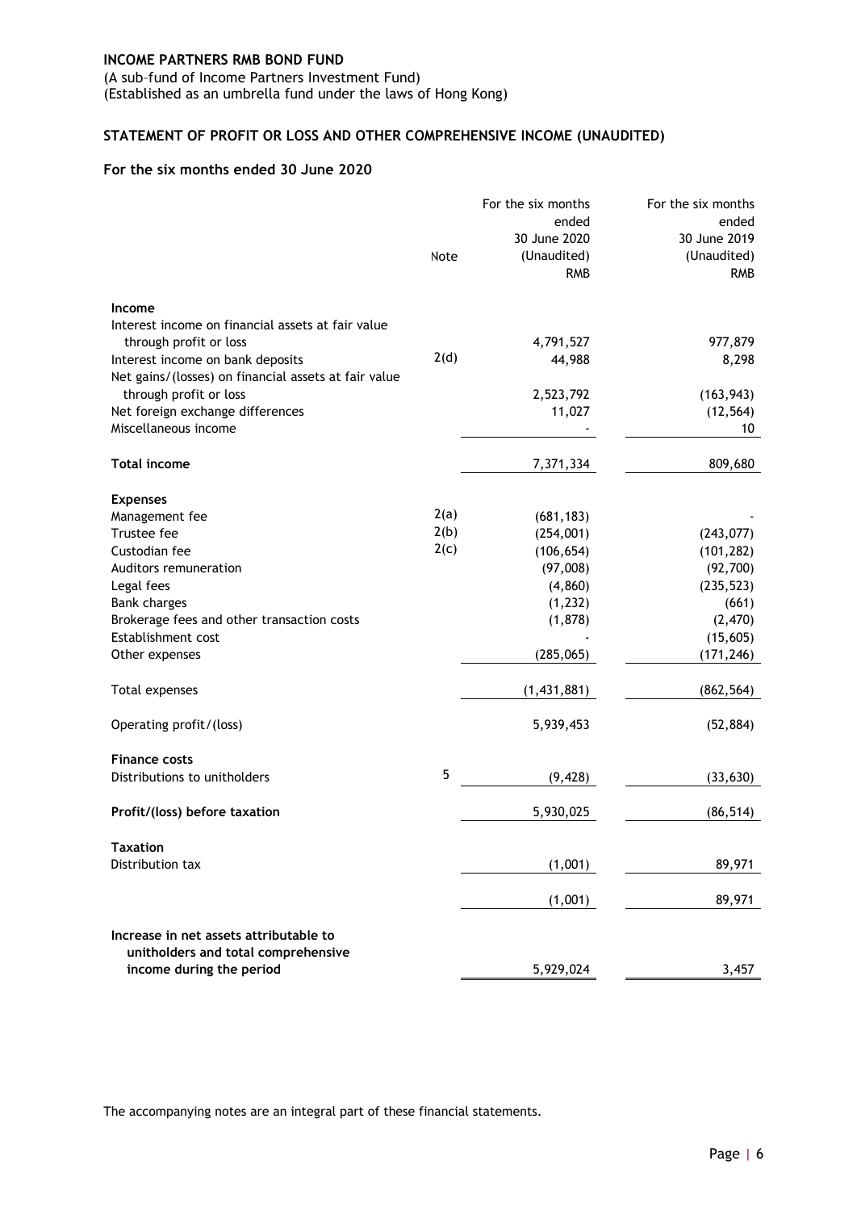**INCOME PARTNERS RMB BOND FUND**

(A sub–fund of Income Partners Investment Fund)
(Established as an umbrella fund under the laws of Hong Kong)

## STATEMENT OF PROFIT OR LOSS AND OTHER COMPREHENSIVE INCOME (UNAUDITED)

### For the six months ended 30 June 2020

| | Note | For the six months ended 30 June 2020 (Unaudited) RMB | For the six months ended 30 June 2019 (Unaudited) RMB |
|---|---|---|---|
| **Income** | | | |
| Interest income on financial assets at fair value through profit or loss | | 4,791,527 | 977,879 |
| Interest income on bank deposits | 2(d) | 44,988 | 8,298 |
| Net gains/(losses) on financial assets at fair value through profit or loss | | 2,523,792 | (163,943) |
| Net foreign exchange differences | | 11,027 | (12,564) |
| Miscellaneous income | | - | 10 |
| **Total income** | | 7,371,334 | 809,680 |
| **Expenses** | | | |
| Management fee | 2(a) | (681,183) | - |
| Trustee fee | 2(b) | (254,001) | (243,077) |
| Custodian fee | 2(c) | (106,654) | (101,282) |
| Auditors remuneration | | (97,008) | (92,700) |
| Legal fees | | (4,860) | (235,523) |
| Bank charges | | (1,232) | (661) |
| Brokerage fees and other transaction costs | | (1,878) | (2,470) |
| Establishment cost | | - | (15,605) |
| Other expenses | | (285,065) | (171,246) |
| Total expenses | | (1,431,881) | (862,564) |
| Operating profit/(loss) | | 5,939,453 | (52,884) |
| **Finance costs** | | | |
| Distributions to unitholders | 5 | (9,428) | (33,630) |
| **Profit/(loss) before taxation** | | 5,930,025 | (86,514) |
| **Taxation** | | | |
| Distribution tax | | (1,001) | 89,971 |
| | | (1,001) | 89,971 |
| **Increase in net assets attributable to unitholders and total comprehensive income during the period** | | 5,929,024 | 3,457 |

The accompanying notes are an integral part of these financial statements.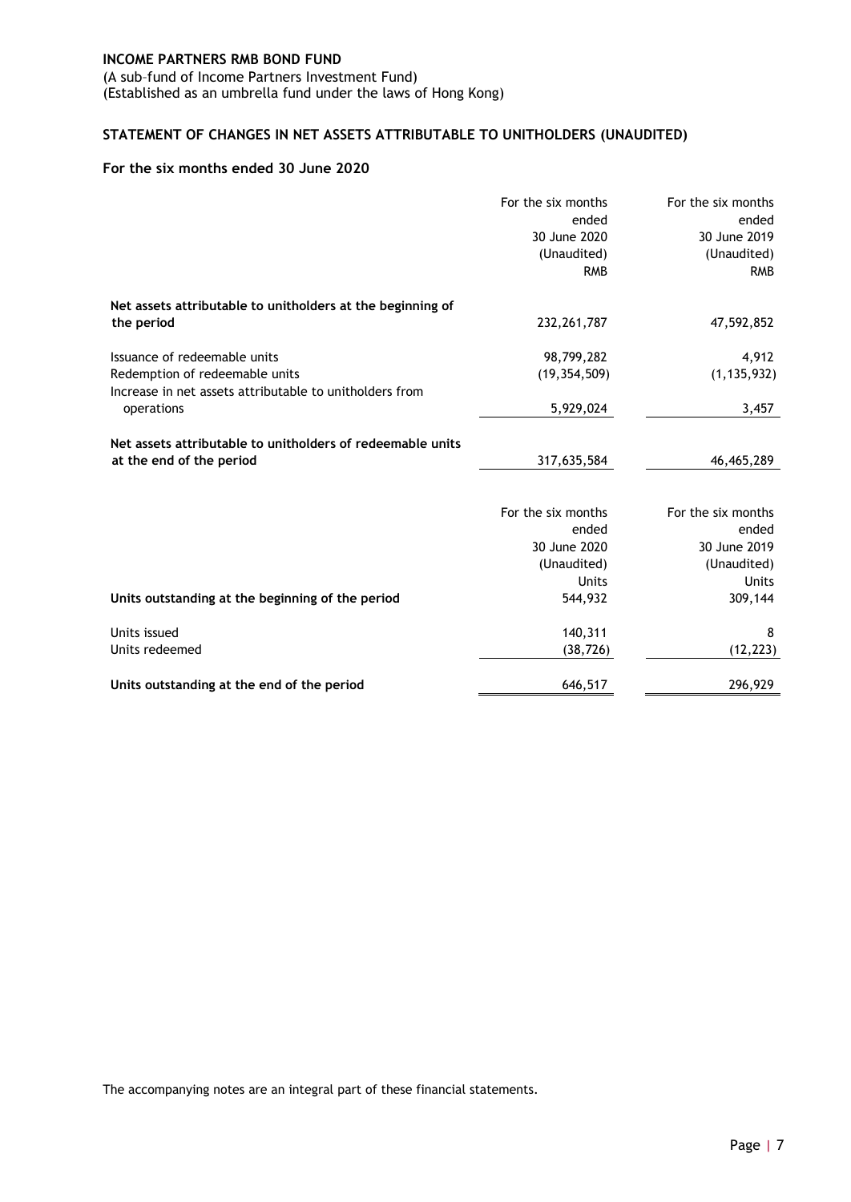**INCOME PARTNERS RMB BOND FUND**
(A sub–fund of Income Partners Investment Fund)
(Established as an umbrella fund under the laws of Hong Kong)

## STATEMENT OF CHANGES IN NET ASSETS ATTRIBUTABLE TO UNITHOLDERS (UNAUDITED)

### For the six months ended 30 June 2020

| | For the six months ended 30 June 2020 (Unaudited) RMB | For the six months ended 30 June 2019 (Unaudited) RMB |
|---|---|---|
| **Net assets attributable to unitholders at the beginning of the period** | 232,261,787 | 47,592,852 |
| Issuance of redeemable units | 98,799,282 | 4,912 |
| Redemption of redeemable units | (19,354,509) | (1,135,932) |
| Increase in net assets attributable to unitholders from operations | 5,929,024 | 3,457 |
| **Net assets attributable to unitholders of redeemable units at the end of the period** | 317,635,584 | 46,465,289 |

| | For the six months ended 30 June 2020 (Unaudited) Units | For the six months ended 30 June 2019 (Unaudited) Units |
|---|---|---|
| **Units outstanding at the beginning of the period** | 544,932 | 309,144 |
| Units issued | 140,311 | 8 |
| Units redeemed | (38,726) | (12,223) |
| **Units outstanding at the end of the period** | 646,517 | 296,929 |

The accompanying notes are an integral part of these financial statements.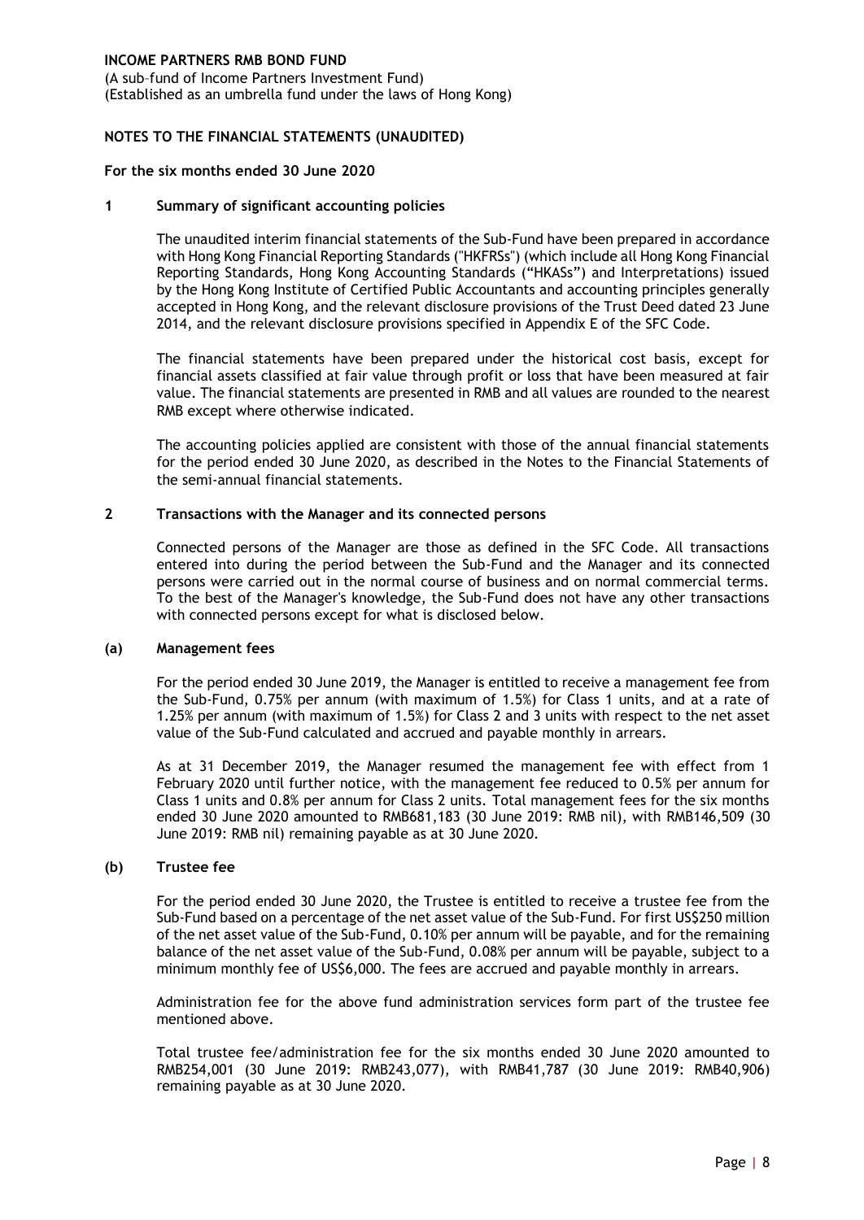**INCOME PARTNERS RMB BOND FUND**
(A sub–fund of Income Partners Investment Fund)
(Established as an umbrella fund under the laws of Hong Kong)

**NOTES TO THE FINANCIAL STATEMENTS (UNAUDITED)**

**For the six months ended 30 June 2020**

## 1 Summary of significant accounting policies

The unaudited interim financial statements of the Sub-Fund have been prepared in accordance with Hong Kong Financial Reporting Standards ("HKFRSs") (which include all Hong Kong Financial Reporting Standards, Hong Kong Accounting Standards ("HKASs") and Interpretations) issued by the Hong Kong Institute of Certified Public Accountants and accounting principles generally accepted in Hong Kong, and the relevant disclosure provisions of the Trust Deed dated 23 June 2014, and the relevant disclosure provisions specified in Appendix E of the SFC Code.

The financial statements have been prepared under the historical cost basis, except for financial assets classified at fair value through profit or loss that have been measured at fair value. The financial statements are presented in RMB and all values are rounded to the nearest RMB except where otherwise indicated.

The accounting policies applied are consistent with those of the annual financial statements for the period ended 30 June 2020, as described in the Notes to the Financial Statements of the semi-annual financial statements.

## 2 Transactions with the Manager and its connected persons

Connected persons of the Manager are those as defined in the SFC Code. All transactions entered into during the period between the Sub-Fund and the Manager and its connected persons were carried out in the normal course of business and on normal commercial terms. To the best of the Manager's knowledge, the Sub-Fund does not have any other transactions with connected persons except for what is disclosed below.

### (a) Management fees

For the period ended 30 June 2019, the Manager is entitled to receive a management fee from the Sub-Fund, 0.75% per annum (with maximum of 1.5%) for Class 1 units, and at a rate of 1.25% per annum (with maximum of 1.5%) for Class 2 and 3 units with respect to the net asset value of the Sub-Fund calculated and accrued and payable monthly in arrears.

As at 31 December 2019, the Manager resumed the management fee with effect from 1 February 2020 until further notice, with the management fee reduced to 0.5% per annum for Class 1 units and 0.8% per annum for Class 2 units. Total management fees for the six months ended 30 June 2020 amounted to RMB681,183 (30 June 2019: RMB nil), with RMB146,509 (30 June 2019: RMB nil) remaining payable as at 30 June 2020.

### (b) Trustee fee

For the period ended 30 June 2020, the Trustee is entitled to receive a trustee fee from the Sub-Fund based on a percentage of the net asset value of the Sub-Fund. For first US$250 million of the net asset value of the Sub-Fund, 0.10% per annum will be payable, and for the remaining balance of the net asset value of the Sub-Fund, 0.08% per annum will be payable, subject to a minimum monthly fee of US$6,000. The fees are accrued and payable monthly in arrears.

Administration fee for the above fund administration services form part of the trustee fee mentioned above.

Total trustee fee/administration fee for the six months ended 30 June 2020 amounted to RMB254,001 (30 June 2019: RMB243,077), with RMB41,787 (30 June 2019: RMB40,906) remaining payable as at 30 June 2020.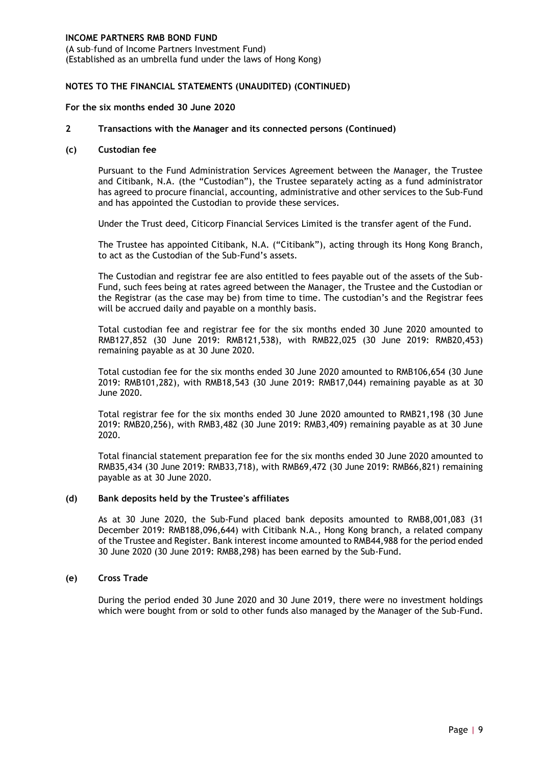**INCOME PARTNERS RMB BOND FUND**
(A sub–fund of Income Partners Investment Fund)
(Established as an umbrella fund under the laws of Hong Kong)

**NOTES TO THE FINANCIAL STATEMENTS (UNAUDITED) (CONTINUED)**

**For the six months ended 30 June 2020**

**2 Transactions with the Manager and its connected persons (Continued)**

**(c) Custodian fee**

Pursuant to the Fund Administration Services Agreement between the Manager, the Trustee and Citibank, N.A. (the "Custodian"), the Trustee separately acting as a fund administrator has agreed to procure financial, accounting, administrative and other services to the Sub-Fund and has appointed the Custodian to provide these services.

Under the Trust deed, Citicorp Financial Services Limited is the transfer agent of the Fund.

The Trustee has appointed Citibank, N.A. ("Citibank"), acting through its Hong Kong Branch, to act as the Custodian of the Sub-Fund's assets.

The Custodian and registrar fee are also entitled to fees payable out of the assets of the Sub-Fund, such fees being at rates agreed between the Manager, the Trustee and the Custodian or the Registrar (as the case may be) from time to time. The custodian's and the Registrar fees will be accrued daily and payable on a monthly basis.

Total custodian fee and registrar fee for the six months ended 30 June 2020 amounted to RMB127,852 (30 June 2019: RMB121,538), with RMB22,025 (30 June 2019: RMB20,453) remaining payable as at 30 June 2020.

Total custodian fee for the six months ended 30 June 2020 amounted to RMB106,654 (30 June 2019: RMB101,282), with RMB18,543 (30 June 2019: RMB17,044) remaining payable as at 30 June 2020.

Total registrar fee for the six months ended 30 June 2020 amounted to RMB21,198 (30 June 2019: RMB20,256), with RMB3,482 (30 June 2019: RMB3,409) remaining payable as at 30 June 2020.

Total financial statement preparation fee for the six months ended 30 June 2020 amounted to RMB35,434 (30 June 2019: RMB33,718), with RMB69,472 (30 June 2019: RMB66,821) remaining payable as at 30 June 2020.

**(d) Bank deposits held by the Trustee's affiliates**

As at 30 June 2020, the Sub-Fund placed bank deposits amounted to RMB8,001,083 (31 December 2019: RMB188,096,644) with Citibank N.A., Hong Kong branch, a related company of the Trustee and Register. Bank interest income amounted to RMB44,988 for the period ended 30 June 2020 (30 June 2019: RMB8,298) has been earned by the Sub-Fund.

**(e) Cross Trade**

During the period ended 30 June 2020 and 30 June 2019, there were no investment holdings which were bought from or sold to other funds also managed by the Manager of the Sub-Fund.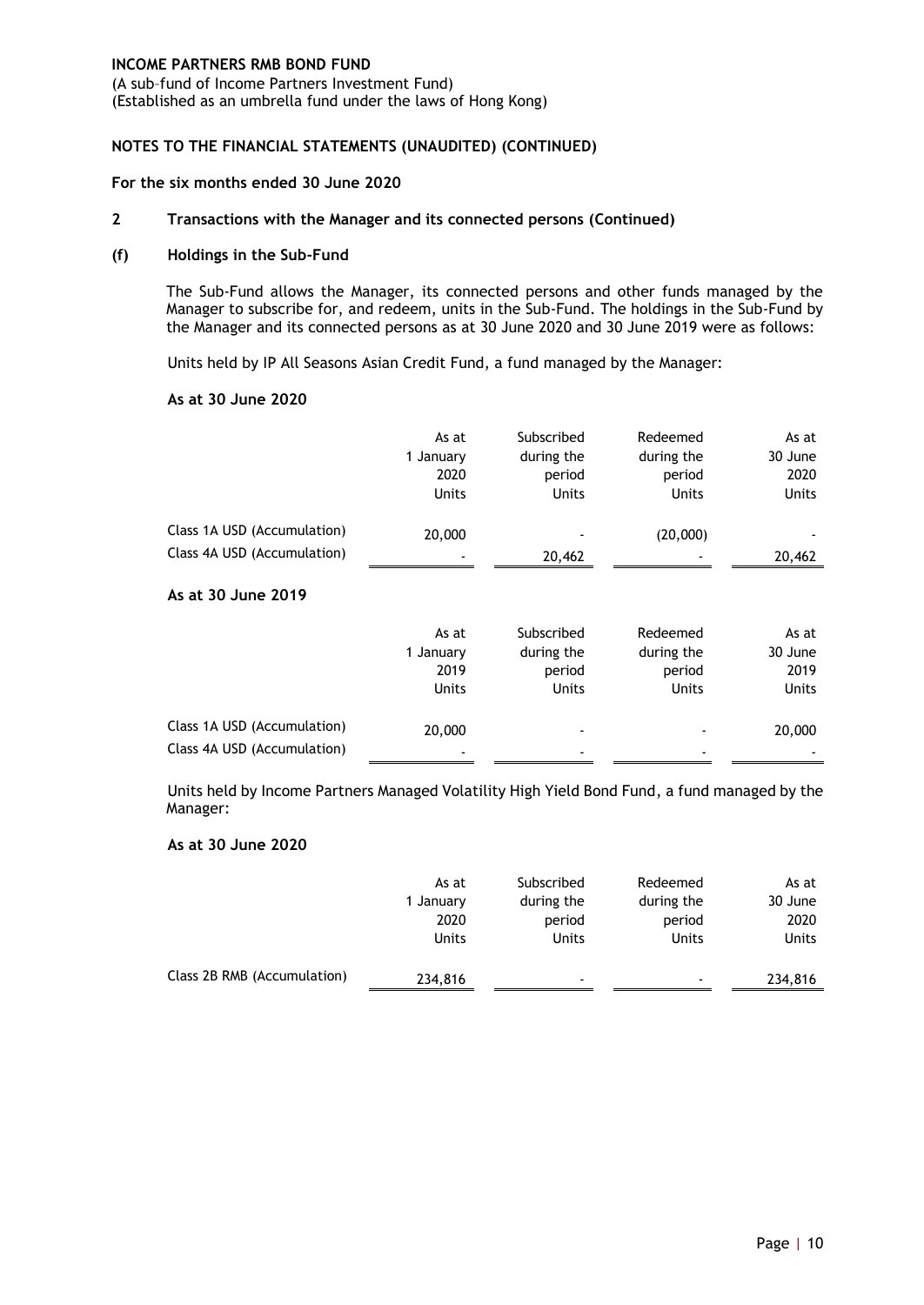**INCOME PARTNERS RMB BOND FUND**
(A sub–fund of Income Partners Investment Fund)
(Established as an umbrella fund under the laws of Hong Kong)

**NOTES TO THE FINANCIAL STATEMENTS (UNAUDITED) (CONTINUED)**

**For the six months ended 30 June 2020**

**2 Transactions with the Manager and its connected persons (Continued)**

**(f) Holdings in the Sub-Fund**

The Sub-Fund allows the Manager, its connected persons and other funds managed by the Manager to subscribe for, and redeem, units in the Sub-Fund. The holdings in the Sub-Fund by the Manager and its connected persons as at 30 June 2020 and 30 June 2019 were as follows:

Units held by IP All Seasons Asian Credit Fund, a fund managed by the Manager:

**As at 30 June 2020**

| | As at 1 January 2020 Units | Subscribed during the period Units | Redeemed during the period Units | As at 30 June 2020 Units |
|---|---|---|---|---|
| Class 1A USD (Accumulation) | 20,000 | - | (20,000) | - |
| Class 4A USD (Accumulation) | - | 20,462 | - | 20,462 |

**As at 30 June 2019**

| | As at 1 January 2019 Units | Subscribed during the period Units | Redeemed during the period Units | As at 30 June 2019 Units |
|---|---|---|---|---|
| Class 1A USD (Accumulation) | 20,000 | - | - | 20,000 |
| Class 4A USD (Accumulation) | - | - | - | - |

Units held by Income Partners Managed Volatility High Yield Bond Fund, a fund managed by the Manager:

**As at 30 June 2020**

| | As at 1 January 2020 Units | Subscribed during the period Units | Redeemed during the period Units | As at 30 June 2020 Units |
|---|---|---|---|---|
| Class 2B RMB (Accumulation) | 234,816 | - | - | 234,816 |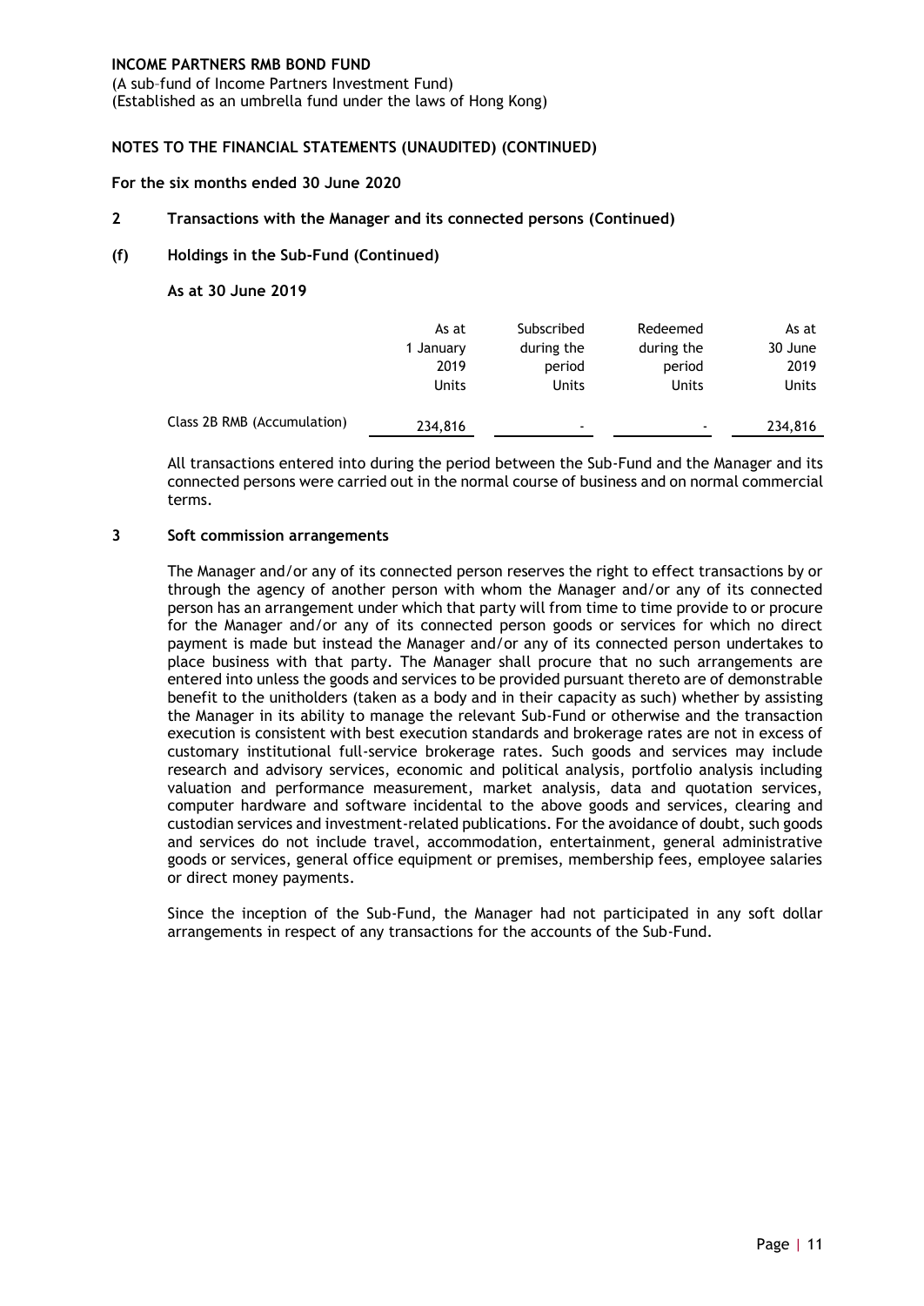**INCOME PARTNERS RMB BOND FUND**
(A sub–fund of Income Partners Investment Fund)
(Established as an umbrella fund under the laws of Hong Kong)

**NOTES TO THE FINANCIAL STATEMENTS (UNAUDITED) (CONTINUED)**

**For the six months ended 30 June 2020**

## 2 Transactions with the Manager and its connected persons (Continued)

### (f) Holdings in the Sub-Fund (Continued)

**As at 30 June 2019**

| | As at 1 January 2019 Units | Subscribed during the period Units | Redeemed during the period Units | As at 30 June 2019 Units |
|---|---|---|---|---|
| Class 2B RMB (Accumulation) | 234,816 | - | - | 234,816 |

All transactions entered into during the period between the Sub-Fund and the Manager and its connected persons were carried out in the normal course of business and on normal commercial terms.

## 3 Soft commission arrangements

The Manager and/or any of its connected person reserves the right to effect transactions by or through the agency of another person with whom the Manager and/or any of its connected person has an arrangement under which that party will from time to time provide to or procure for the Manager and/or any of its connected person goods or services for which no direct payment is made but instead the Manager and/or any of its connected person undertakes to place business with that party. The Manager shall procure that no such arrangements are entered into unless the goods and services to be provided pursuant thereto are of demonstrable benefit to the unitholders (taken as a body and in their capacity as such) whether by assisting the Manager in its ability to manage the relevant Sub-Fund or otherwise and the transaction execution is consistent with best execution standards and brokerage rates are not in excess of customary institutional full-service brokerage rates. Such goods and services may include research and advisory services, economic and political analysis, portfolio analysis including valuation and performance measurement, market analysis, data and quotation services, computer hardware and software incidental to the above goods and services, clearing and custodian services and investment-related publications. For the avoidance of doubt, such goods and services do not include travel, accommodation, entertainment, general administrative goods or services, general office equipment or premises, membership fees, employee salaries or direct money payments.

Since the inception of the Sub-Fund, the Manager had not participated in any soft dollar arrangements in respect of any transactions for the accounts of the Sub-Fund.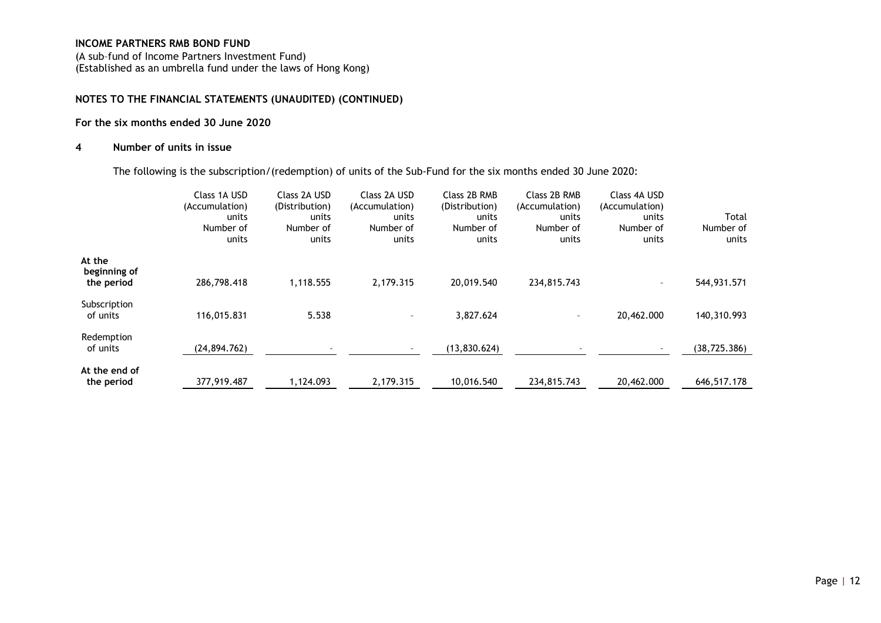**INCOME PARTNERS RMB BOND FUND**
(A sub-fund of Income Partners Investment Fund)
(Established as an umbrella fund under the laws of Hong Kong)

**NOTES TO THE FINANCIAL STATEMENTS (UNAUDITED) (CONTINUED)**

**For the six months ended 30 June 2020**

## 4 Number of units in issue

The following is the subscription/(redemption) of units of the Sub-Fund for the six months ended 30 June 2020:

| | Class 1A USD (Accumulation) units Number of units | Class 2A USD (Distribution) units Number of units | Class 2A USD (Accumulation) units Number of units | Class 2B RMB (Distribution) units Number of units | Class 2B RMB (Accumulation) units Number of units | Class 4A USD (Accumulation) units Number of units | Total Number of units |
|---|---|---|---|---|---|---|---|
| **At the beginning of the period** | 286,798.418 | 1,118.555 | 2,179.315 | 20,019.540 | 234,815.743 | - | 544,931.571 |
| Subscription of units | 116,015.831 | 5.538 | - | 3,827.624 | - | 20,462.000 | 140,310.993 |
| Redemption of units | (24,894.762) | - | - | (13,830.624) | - | - | (38,725.386) |
| **At the end of the period** | 377,919.487 | 1,124.093 | 2,179.315 | 10,016.540 | 234,815.743 | 20,462.000 | 646,517.178 |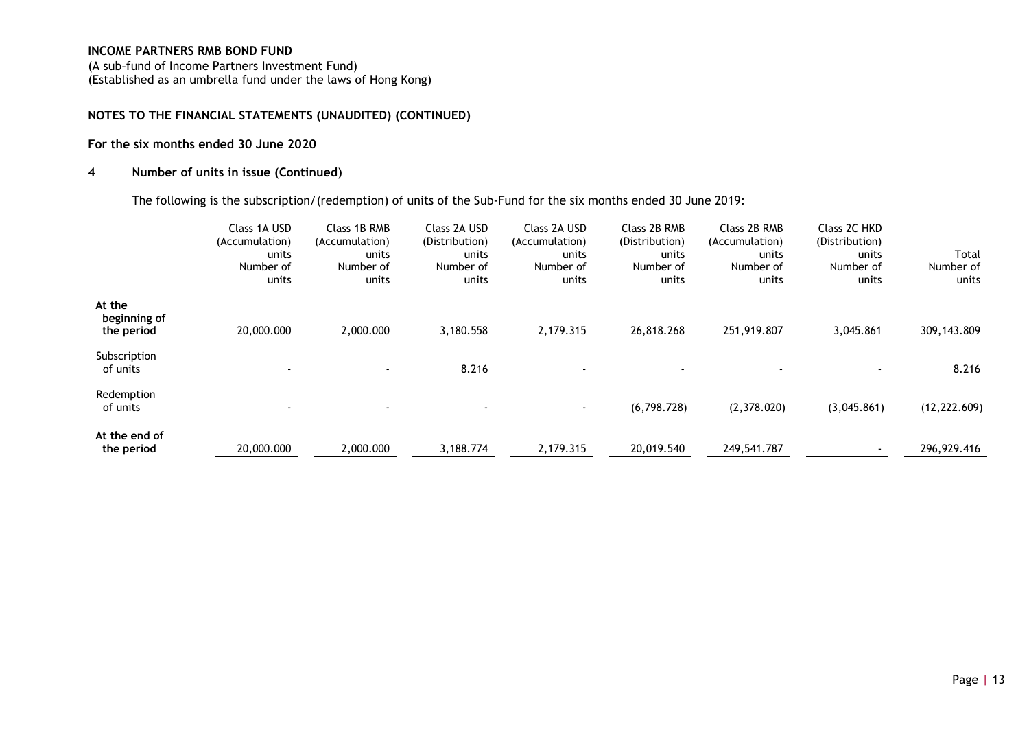**INCOME PARTNERS RMB BOND FUND**
(A sub–fund of Income Partners Investment Fund)
(Established as an umbrella fund under the laws of Hong Kong)

**NOTES TO THE FINANCIAL STATEMENTS (UNAUDITED) (CONTINUED)**

**For the six months ended 30 June 2020**

**4 Number of units in issue (Continued)**

The following is the subscription/(redemption) of units of the Sub-Fund for the six months ended 30 June 2019:

| | Class 1A USD (Accumulation) units Number of units | Class 1B RMB (Accumulation) units Number of units | Class 2A USD (Distribution) units Number of units | Class 2A USD (Accumulation) units Number of units | Class 2B RMB (Distribution) units Number of units | Class 2B RMB (Accumulation) units Number of units | Class 2C HKD (Distribution) units Number of units | Total Number of units |
|---|---|---|---|---|---|---|---|---|
| **At the beginning of the period** | 20,000.000 | 2,000.000 | 3,180.558 | 2,179.315 | 26,818.268 | 251,919.807 | 3,045.861 | 309,143.809 |
| Subscription of units | - | - | 8.216 | - | - | - | - | 8.216 |
| Redemption of units | - | - | - | - | (6,798.728) | (2,378.020) | (3,045.861) | (12,222.609) |
| **At the end of the period** | 20,000.000 | 2,000.000 | 3,188.774 | 2,179.315 | 20,019.540 | 249,541.787 | - | 296,929.416 |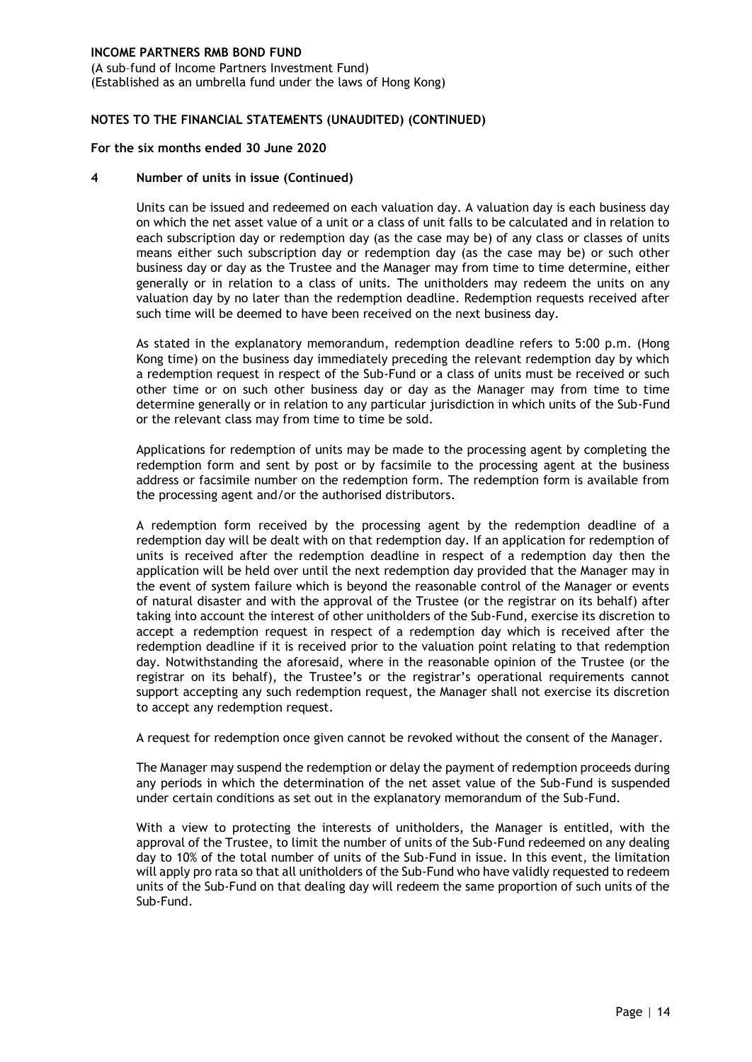**INCOME PARTNERS RMB BOND FUND**
(A sub–fund of Income Partners Investment Fund)
(Established as an umbrella fund under the laws of Hong Kong)

**NOTES TO THE FINANCIAL STATEMENTS (UNAUDITED) (CONTINUED)**

**For the six months ended 30 June 2020**

**4 Number of units in issue (Continued)**

Units can be issued and redeemed on each valuation day. A valuation day is each business day on which the net asset value of a unit or a class of unit falls to be calculated and in relation to each subscription day or redemption day (as the case may be) of any class or classes of units means either such subscription day or redemption day (as the case may be) or such other business day or day as the Trustee and the Manager may from time to time determine, either generally or in relation to a class of units. The unitholders may redeem the units on any valuation day by no later than the redemption deadline. Redemption requests received after such time will be deemed to have been received on the next business day.

As stated in the explanatory memorandum, redemption deadline refers to 5:00 p.m. (Hong Kong time) on the business day immediately preceding the relevant redemption day by which a redemption request in respect of the Sub-Fund or a class of units must be received or such other time or on such other business day or day as the Manager may from time to time determine generally or in relation to any particular jurisdiction in which units of the Sub-Fund or the relevant class may from time to time be sold.

Applications for redemption of units may be made to the processing agent by completing the redemption form and sent by post or by facsimile to the processing agent at the business address or facsimile number on the redemption form. The redemption form is available from the processing agent and/or the authorised distributors.

A redemption form received by the processing agent by the redemption deadline of a redemption day will be dealt with on that redemption day. If an application for redemption of units is received after the redemption deadline in respect of a redemption day then the application will be held over until the next redemption day provided that the Manager may in the event of system failure which is beyond the reasonable control of the Manager or events of natural disaster and with the approval of the Trustee (or the registrar on its behalf) after taking into account the interest of other unitholders of the Sub-Fund, exercise its discretion to accept a redemption request in respect of a redemption day which is received after the redemption deadline if it is received prior to the valuation point relating to that redemption day. Notwithstanding the aforesaid, where in the reasonable opinion of the Trustee (or the registrar on its behalf), the Trustee's or the registrar's operational requirements cannot support accepting any such redemption request, the Manager shall not exercise its discretion to accept any redemption request.

A request for redemption once given cannot be revoked without the consent of the Manager.

The Manager may suspend the redemption or delay the payment of redemption proceeds during any periods in which the determination of the net asset value of the Sub-Fund is suspended under certain conditions as set out in the explanatory memorandum of the Sub-Fund.

With a view to protecting the interests of unitholders, the Manager is entitled, with the approval of the Trustee, to limit the number of units of the Sub-Fund redeemed on any dealing day to 10% of the total number of units of the Sub-Fund in issue. In this event, the limitation will apply pro rata so that all unitholders of the Sub-Fund who have validly requested to redeem units of the Sub-Fund on that dealing day will redeem the same proportion of such units of the Sub-Fund.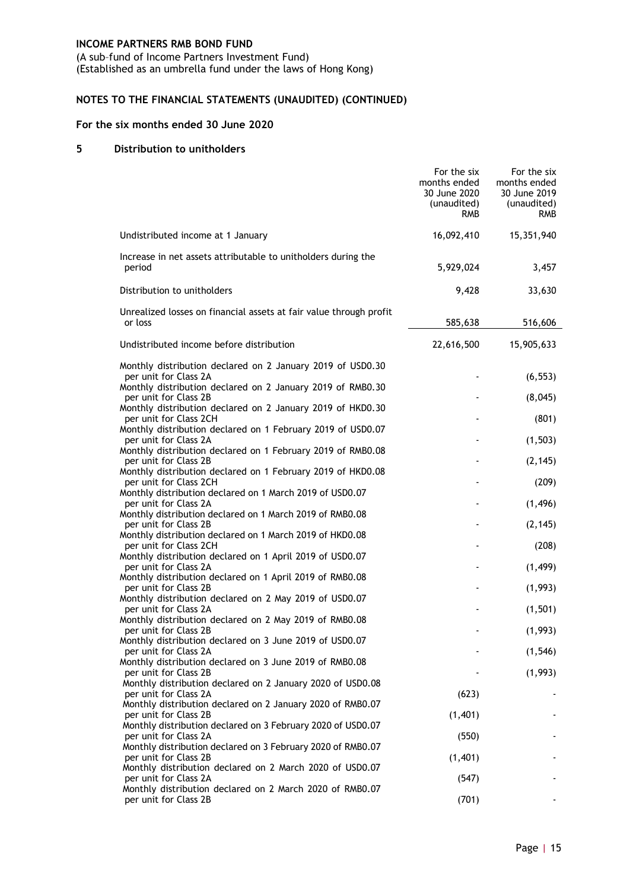**INCOME PARTNERS RMB BOND FUND**
(A sub–fund of Income Partners Investment Fund)
(Established as an umbrella fund under the laws of Hong Kong)

## NOTES TO THE FINANCIAL STATEMENTS (UNAUDITED) (CONTINUED)

### For the six months ended 30 June 2020

### 5 Distribution to unitholders

| | For the six months ended 30 June 2020 (unaudited) RMB | For the six months ended 30 June 2019 (unaudited) RMB |
|---|---|---|
| Undistributed income at 1 January | 16,092,410 | 15,351,940 |
| Increase in net assets attributable to unitholders during the period | 5,929,024 | 3,457 |
| Distribution to unitholders | 9,428 | 33,630 |
| Unrealized losses on financial assets at fair value through profit or loss | 585,638 | 516,606 |
| Undistributed income before distribution | 22,616,500 | 15,905,633 |
| Monthly distribution declared on 2 January 2019 of USD0.30 per unit for Class 2A | - | (6,553) |
| Monthly distribution declared on 2 January 2019 of RMB0.30 per unit for Class 2B | - | (8,045) |
| Monthly distribution declared on 2 January 2019 of HKD0.30 per unit for Class 2CH | - | (801) |
| Monthly distribution declared on 1 February 2019 of USD0.07 per unit for Class 2A | - | (1,503) |
| Monthly distribution declared on 1 February 2019 of RMB0.08 per unit for Class 2B | - | (2,145) |
| Monthly distribution declared on 1 February 2019 of HKD0.08 per unit for Class 2CH | - | (209) |
| Monthly distribution declared on 1 March 2019 of USD0.07 per unit for Class 2A | - | (1,496) |
| Monthly distribution declared on 1 March 2019 of RMB0.08 per unit for Class 2B | - | (2,145) |
| Monthly distribution declared on 1 March 2019 of HKD0.08 per unit for Class 2CH | - | (208) |
| Monthly distribution declared on 1 April 2019 of USD0.07 per unit for Class 2A | - | (1,499) |
| Monthly distribution declared on 1 April 2019 of RMB0.08 per unit for Class 2B | - | (1,993) |
| Monthly distribution declared on 2 May 2019 of USD0.07 per unit for Class 2A | - | (1,501) |
| Monthly distribution declared on 2 May 2019 of RMB0.08 per unit for Class 2B | - | (1,993) |
| Monthly distribution declared on 3 June 2019 of USD0.07 per unit for Class 2A | - | (1,546) |
| Monthly distribution declared on 3 June 2019 of RMB0.08 per unit for Class 2B | - | (1,993) |
| Monthly distribution declared on 2 January 2020 of USD0.08 per unit for Class 2A | (623) | - |
| Monthly distribution declared on 2 January 2020 of RMB0.07 per unit for Class 2B | (1,401) | - |
| Monthly distribution declared on 3 February 2020 of USD0.07 per unit for Class 2A | (550) | - |
| Monthly distribution declared on 3 February 2020 of RMB0.07 per unit for Class 2B | (1,401) | - |
| Monthly distribution declared on 2 March 2020 of USD0.07 per unit for Class 2A | (547) | - |
| Monthly distribution declared on 2 March 2020 of RMB0.07 per unit for Class 2B | (701) | - |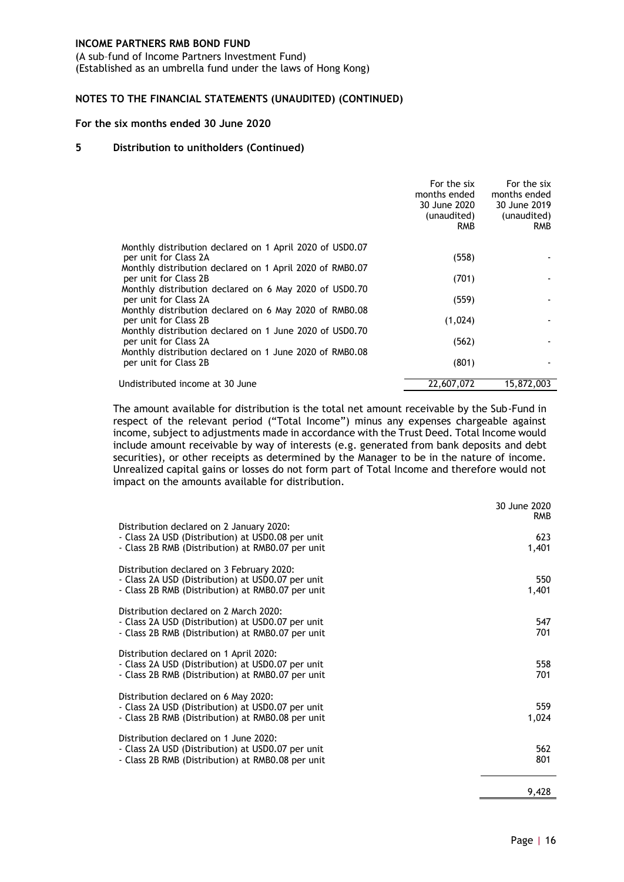**INCOME PARTNERS RMB BOND FUND**

(A sub–fund of Income Partners Investment Fund)
(Established as an umbrella fund under the laws of Hong Kong)

**NOTES TO THE FINANCIAL STATEMENTS (UNAUDITED) (CONTINUED)**

**For the six months ended 30 June 2020**

**5 Distribution to unitholders (Continued)**

| | For the six months ended 30 June 2020 (unaudited) RMB | For the six months ended 30 June 2019 (unaudited) RMB |
|---|---|---|
| Monthly distribution declared on 1 April 2020 of USD0.07 per unit for Class 2A | (558) | - |
| Monthly distribution declared on 1 April 2020 of RMB0.07 per unit for Class 2B | (701) | - |
| Monthly distribution declared on 6 May 2020 of USD0.70 per unit for Class 2A | (559) | - |
| Monthly distribution declared on 6 May 2020 of RMB0.08 per unit for Class 2B | (1,024) | - |
| Monthly distribution declared on 1 June 2020 of USD0.70 per unit for Class 2A | (562) | - |
| Monthly distribution declared on 1 June 2020 of RMB0.08 per unit for Class 2B | (801) | - |
| Undistributed income at 30 June | 22,607,072 | 15,872,003 |

The amount available for distribution is the total net amount receivable by the Sub-Fund in respect of the relevant period ("Total Income") minus any expenses chargeable against income, subject to adjustments made in accordance with the Trust Deed. Total Income would include amount receivable by way of interests (e.g. generated from bank deposits and debt securities), or other receipts as determined by the Manager to be in the nature of income. Unrealized capital gains or losses do not form part of Total Income and therefore would not impact on the amounts available for distribution.

| | 30 June 2020 RMB |
|---|---|
| Distribution declared on 2 January 2020: | |
| - Class 2A USD (Distribution) at USD0.08 per unit | 623 |
| - Class 2B RMB (Distribution) at RMB0.07 per unit | 1,401 |
| Distribution declared on 3 February 2020: | |
| - Class 2A USD (Distribution) at USD0.07 per unit | 550 |
| - Class 2B RMB (Distribution) at RMB0.07 per unit | 1,401 |
| Distribution declared on 2 March 2020: | |
| - Class 2A USD (Distribution) at USD0.07 per unit | 547 |
| - Class 2B RMB (Distribution) at RMB0.07 per unit | 701 |
| Distribution declared on 1 April 2020: | |
| - Class 2A USD (Distribution) at USD0.07 per unit | 558 |
| - Class 2B RMB (Distribution) at RMB0.07 per unit | 701 |
| Distribution declared on 6 May 2020: | |
| - Class 2A USD (Distribution) at USD0.07 per unit | 559 |
| - Class 2B RMB (Distribution) at RMB0.08 per unit | 1,024 |
| Distribution declared on 1 June 2020: | |
| - Class 2A USD (Distribution) at USD0.07 per unit | 562 |
| - Class 2B RMB (Distribution) at RMB0.08 per unit | 801 |
| | 9,428 |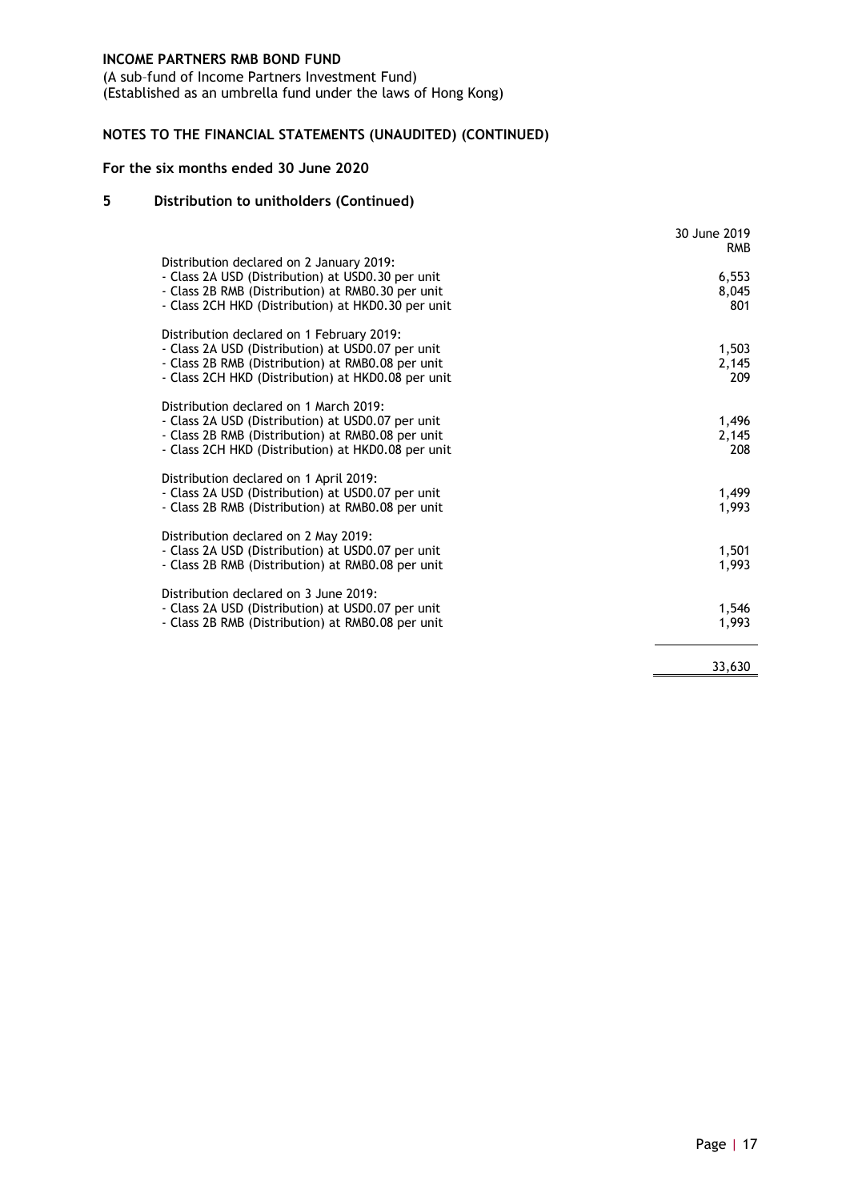**INCOME PARTNERS RMB BOND FUND**

(A sub–fund of Income Partners Investment Fund)
(Established as an umbrella fund under the laws of Hong Kong)

## NOTES TO THE FINANCIAL STATEMENTS (UNAUDITED) (CONTINUED)

### For the six months ended 30 June 2020

### 5 Distribution to unitholders (Continued)

| | 30 June 2019 RMB |
|---|---|
| Distribution declared on 2 January 2019: | |
| - Class 2A USD (Distribution) at USD0.30 per unit | 6,553 |
| - Class 2B RMB (Distribution) at RMB0.30 per unit | 8,045 |
| - Class 2CH HKD (Distribution) at HKD0.30 per unit | 801 |
| Distribution declared on 1 February 2019: | |
| - Class 2A USD (Distribution) at USD0.07 per unit | 1,503 |
| - Class 2B RMB (Distribution) at RMB0.08 per unit | 2,145 |
| - Class 2CH HKD (Distribution) at HKD0.08 per unit | 209 |
| Distribution declared on 1 March 2019: | |
| - Class 2A USD (Distribution) at USD0.07 per unit | 1,496 |
| - Class 2B RMB (Distribution) at RMB0.08 per unit | 2,145 |
| - Class 2CH HKD (Distribution) at HKD0.08 per unit | 208 |
| Distribution declared on 1 April 2019: | |
| - Class 2A USD (Distribution) at USD0.07 per unit | 1,499 |
| - Class 2B RMB (Distribution) at RMB0.08 per unit | 1,993 |
| Distribution declared on 2 May 2019: | |
| - Class 2A USD (Distribution) at USD0.07 per unit | 1,501 |
| - Class 2B RMB (Distribution) at RMB0.08 per unit | 1,993 |
| Distribution declared on 3 June 2019: | |
| - Class 2A USD (Distribution) at USD0.07 per unit | 1,546 |
| - Class 2B RMB (Distribution) at RMB0.08 per unit | 1,993 |
| | 33,630 |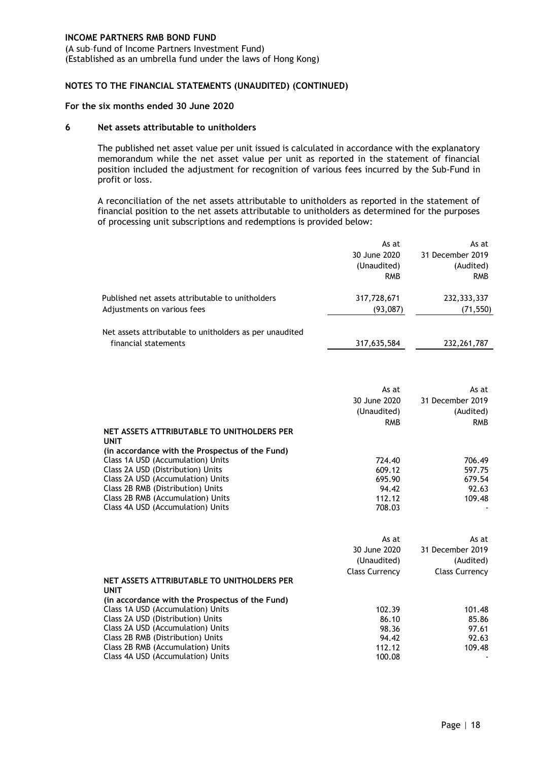**INCOME PARTNERS RMB BOND FUND**
(A sub–fund of Income Partners Investment Fund)
(Established as an umbrella fund under the laws of Hong Kong)

**NOTES TO THE FINANCIAL STATEMENTS (UNAUDITED) (CONTINUED)**

**For the six months ended 30 June 2020**

**6 Net assets attributable to unitholders**

The published net asset value per unit issued is calculated in accordance with the explanatory memorandum while the net asset value per unit as reported in the statement of financial position included the adjustment for recognition of various fees incurred by the Sub-Fund in profit or loss.

A reconciliation of the net assets attributable to unitholders as reported in the statement of financial position to the net assets attributable to unitholders as determined for the purposes of processing unit subscriptions and redemptions is provided below:

| | As at 30 June 2020 (Unaudited) RMB | As at 31 December 2019 (Audited) RMB |
|---|---|---|
| Published net assets attributable to unitholders | 317,728,671 | 232,333,337 |
| Adjustments on various fees | (93,087) | (71,550) |
| Net assets attributable to unitholders as per unaudited financial statements | 317,635,584 | 232,261,787 |

| | As at 30 June 2020 (Unaudited) RMB | As at 31 December 2019 (Audited) RMB |
|---|---|---|
| **NET ASSETS ATTRIBUTABLE TO UNITHOLDERS PER UNIT** | | |
| **(in accordance with the Prospectus of the Fund)** | | |
| Class 1A USD (Accumulation) Units | 724.40 | 706.49 |
| Class 2A USD (Distribution) Units | 609.12 | 597.75 |
| Class 2A USD (Accumulation) Units | 695.90 | 679.54 |
| Class 2B RMB (Distribution) Units | 94.42 | 92.63 |
| Class 2B RMB (Accumulation) Units | 112.12 | 109.48 |
| Class 4A USD (Accumulation) Units | 708.03 | - |

| | As at 30 June 2020 (Unaudited) Class Currency | As at 31 December 2019 (Audited) Class Currency |
|---|---|---|
| **NET ASSETS ATTRIBUTABLE TO UNITHOLDERS PER UNIT** | | |
| **(in accordance with the Prospectus of the Fund)** | | |
| Class 1A USD (Accumulation) Units | 102.39 | 101.48 |
| Class 2A USD (Distribution) Units | 86.10 | 85.86 |
| Class 2A USD (Accumulation) Units | 98.36 | 97.61 |
| Class 2B RMB (Distribution) Units | 94.42 | 92.63 |
| Class 2B RMB (Accumulation) Units | 112.12 | 109.48 |
| Class 4A USD (Accumulation) Units | 100.08 | - |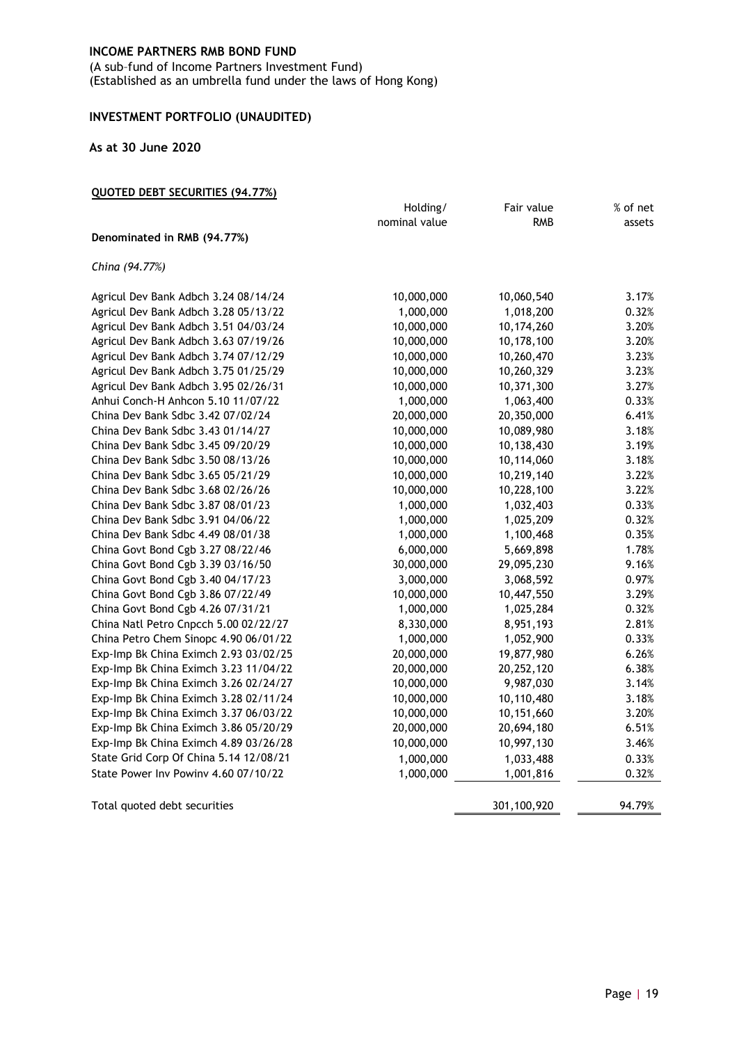**INCOME PARTNERS RMB BOND FUND**

(A sub–fund of Income Partners Investment Fund)
(Established as an umbrella fund under the laws of Hong Kong)

## INVESTMENT PORTFOLIO (UNAUDITED)

### As at 30 June 2020

**QUOTED DEBT SECURITIES (94.77%)**

| | Holding/ nominal value | Fair value RMB | % of net assets |
|---|---|---|---|
| **Denominated in RMB (94.77%)** | | | |
| *China (94.77%)* | | | |
| Agricul Dev Bank Adbch 3.24 08/14/24 | 10,000,000 | 10,060,540 | 3.17% |
| Agricul Dev Bank Adbch 3.28 05/13/22 | 1,000,000 | 1,018,200 | 0.32% |
| Agricul Dev Bank Adbch 3.51 04/03/24 | 10,000,000 | 10,174,260 | 3.20% |
| Agricul Dev Bank Adbch 3.63 07/19/26 | 10,000,000 | 10,178,100 | 3.20% |
| Agricul Dev Bank Adbch 3.74 07/12/29 | 10,000,000 | 10,260,470 | 3.23% |
| Agricul Dev Bank Adbch 3.75 01/25/29 | 10,000,000 | 10,260,329 | 3.23% |
| Agricul Dev Bank Adbch 3.95 02/26/31 | 10,000,000 | 10,371,300 | 3.27% |
| Anhui Conch-H Anhcon 5.10 11/07/22 | 1,000,000 | 1,063,400 | 0.33% |
| China Dev Bank Sdbc 3.42 07/02/24 | 20,000,000 | 20,350,000 | 6.41% |
| China Dev Bank Sdbc 3.43 01/14/27 | 10,000,000 | 10,089,980 | 3.18% |
| China Dev Bank Sdbc 3.45 09/20/29 | 10,000,000 | 10,138,430 | 3.19% |
| China Dev Bank Sdbc 3.50 08/13/26 | 10,000,000 | 10,114,060 | 3.18% |
| China Dev Bank Sdbc 3.65 05/21/29 | 10,000,000 | 10,219,140 | 3.22% |
| China Dev Bank Sdbc 3.68 02/26/26 | 10,000,000 | 10,228,100 | 3.22% |
| China Dev Bank Sdbc 3.87 08/01/23 | 1,000,000 | 1,032,403 | 0.33% |
| China Dev Bank Sdbc 3.91 04/06/22 | 1,000,000 | 1,025,209 | 0.32% |
| China Dev Bank Sdbc 4.49 08/01/38 | 1,000,000 | 1,100,468 | 0.35% |
| China Govt Bond Cgb 3.27 08/22/46 | 6,000,000 | 5,669,898 | 1.78% |
| China Govt Bond Cgb 3.39 03/16/50 | 30,000,000 | 29,095,230 | 9.16% |
| China Govt Bond Cgb 3.40 04/17/23 | 3,000,000 | 3,068,592 | 0.97% |
| China Govt Bond Cgb 3.86 07/22/49 | 10,000,000 | 10,447,550 | 3.29% |
| China Govt Bond Cgb 4.26 07/31/21 | 1,000,000 | 1,025,284 | 0.32% |
| China Natl Petro Cnpcch 5.00 02/22/27 | 8,330,000 | 8,951,193 | 2.81% |
| China Petro Chem Sinopc 4.90 06/01/22 | 1,000,000 | 1,052,900 | 0.33% |
| Exp-Imp Bk China Eximch 2.93 03/02/25 | 20,000,000 | 19,877,980 | 6.26% |
| Exp-Imp Bk China Eximch 3.23 11/04/22 | 20,000,000 | 20,252,120 | 6.38% |
| Exp-Imp Bk China Eximch 3.26 02/24/27 | 10,000,000 | 9,987,030 | 3.14% |
| Exp-Imp Bk China Eximch 3.28 02/11/24 | 10,000,000 | 10,110,480 | 3.18% |
| Exp-Imp Bk China Eximch 3.37 06/03/22 | 10,000,000 | 10,151,660 | 3.20% |
| Exp-Imp Bk China Eximch 3.86 05/20/29 | 20,000,000 | 20,694,180 | 6.51% |
| Exp-Imp Bk China Eximch 4.89 03/26/28 | 10,000,000 | 10,997,130 | 3.46% |
| State Grid Corp Of China 5.14 12/08/21 | 1,000,000 | 1,033,488 | 0.33% |
| State Power Inv Powinv 4.60 07/10/22 | 1,000,000 | 1,001,816 | 0.32% |
| Total quoted debt securities | | 301,100,920 | 94.79% |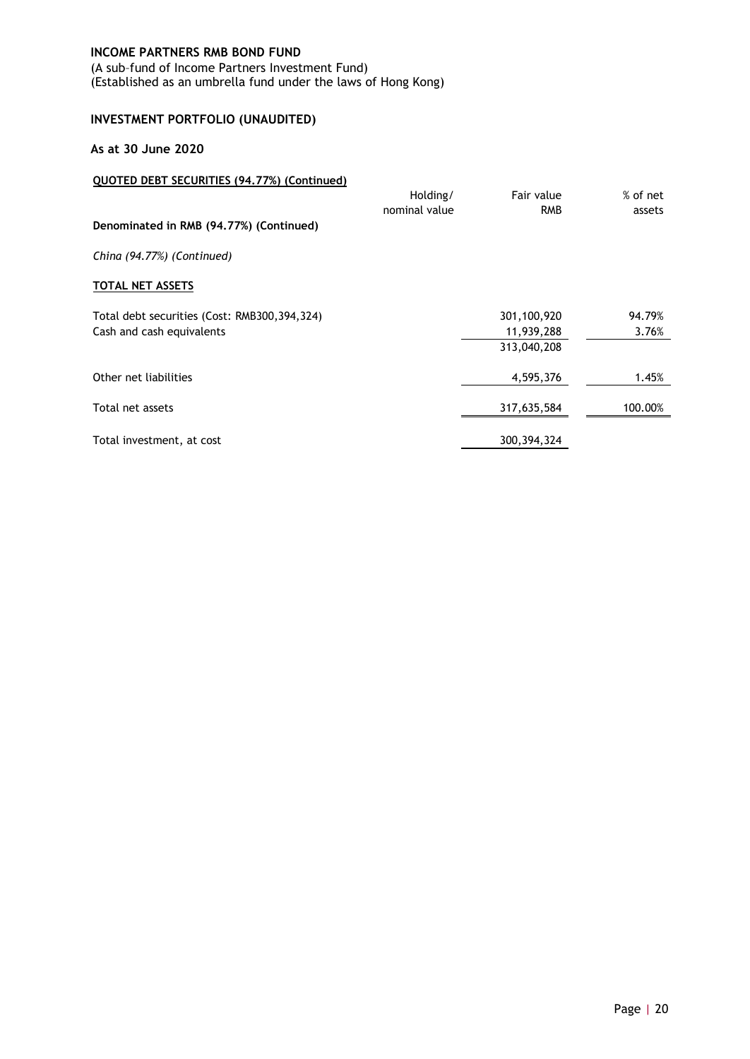**INCOME PARTNERS RMB BOND FUND**

(A sub–fund of Income Partners Investment Fund)
(Established as an umbrella fund under the laws of Hong Kong)

## INVESTMENT PORTFOLIO (UNAUDITED)

### As at 30 June 2020

**QUOTED DEBT SECURITIES (94.77%) (Continued)**

| | Holding/ nominal value | Fair value RMB | % of net assets |
|---|---|---|---|
| **Denominated in RMB (94.77%) (Continued)** | | | |
| *China (94.77%) (Continued)* | | | |
| **TOTAL NET ASSETS** | | | |
| Total debt securities (Cost: RMB300,394,324) | | 301,100,920 | 94.79% |
| Cash and cash equivalents | | 11,939,288 | 3.76% |
| | | 313,040,208 | |
| Other net liabilities | | 4,595,376 | 1.45% |
| Total net assets | | 317,635,584 | 100.00% |
| Total investment, at cost | | 300,394,324 | |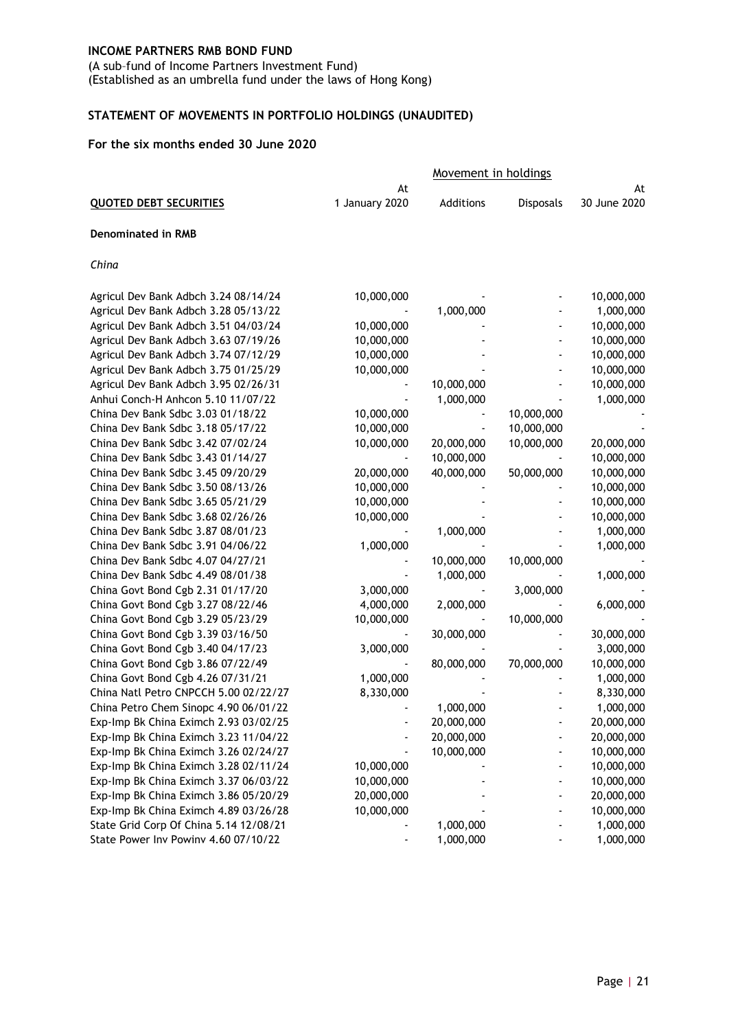**INCOME PARTNERS RMB BOND FUND**

(A sub–fund of Income Partners Investment Fund)
(Established as an umbrella fund under the laws of Hong Kong)

## STATEMENT OF MOVEMENTS IN PORTFOLIO HOLDINGS (UNAUDITED)

### For the six months ended 30 June 2020

| | | Movement in holdings | | |
|---|---|---|---|---|
| QUOTED DEBT SECURITIES | At 1 January 2020 | Additions | Disposals | At 30 June 2020 |
| **Denominated in RMB** | | | | |
| *China* | | | | |
| Agricul Dev Bank Adbch 3.24 08/14/24 | 10,000,000 | - | - | 10,000,000 |
| Agricul Dev Bank Adbch 3.28 05/13/22 | - | 1,000,000 | - | 1,000,000 |
| Agricul Dev Bank Adbch 3.51 04/03/24 | 10,000,000 | - | - | 10,000,000 |
| Agricul Dev Bank Adbch 3.63 07/19/26 | 10,000,000 | - | - | 10,000,000 |
| Agricul Dev Bank Adbch 3.74 07/12/29 | 10,000,000 | - | - | 10,000,000 |
| Agricul Dev Bank Adbch 3.75 01/25/29 | 10,000,000 | - | - | 10,000,000 |
| Agricul Dev Bank Adbch 3.95 02/26/31 | - | 10,000,000 | - | 10,000,000 |
| Anhui Conch-H Anhcon 5.10 11/07/22 | - | 1,000,000 | - | 1,000,000 |
| China Dev Bank Sdbc 3.03 01/18/22 | 10,000,000 | - | 10,000,000 | - |
| China Dev Bank Sdbc 3.18 05/17/22 | 10,000,000 | - | 10,000,000 | - |
| China Dev Bank Sdbc 3.42 07/02/24 | 10,000,000 | 20,000,000 | 10,000,000 | 20,000,000 |
| China Dev Bank Sdbc 3.43 01/14/27 | - | 10,000,000 | - | 10,000,000 |
| China Dev Bank Sdbc 3.45 09/20/29 | 20,000,000 | 40,000,000 | 50,000,000 | 10,000,000 |
| China Dev Bank Sdbc 3.50 08/13/26 | 10,000,000 | - | - | 10,000,000 |
| China Dev Bank Sdbc 3.65 05/21/29 | 10,000,000 | - | - | 10,000,000 |
| China Dev Bank Sdbc 3.68 02/26/26 | 10,000,000 | - | - | 10,000,000 |
| China Dev Bank Sdbc 3.87 08/01/23 | - | 1,000,000 | - | 1,000,000 |
| China Dev Bank Sdbc 3.91 04/06/22 | 1,000,000 | - | - | 1,000,000 |
| China Dev Bank Sdbc 4.07 04/27/21 | - | 10,000,000 | 10,000,000 | - |
| China Dev Bank Sdbc 4.49 08/01/38 | - | 1,000,000 | - | 1,000,000 |
| China Govt Bond Cgb 2.31 01/17/20 | 3,000,000 | - | 3,000,000 | - |
| China Govt Bond Cgb 3.27 08/22/46 | 4,000,000 | 2,000,000 | - | 6,000,000 |
| China Govt Bond Cgb 3.29 05/23/29 | 10,000,000 | - | 10,000,000 | - |
| China Govt Bond Cgb 3.39 03/16/50 | - | 30,000,000 | - | 30,000,000 |
| China Govt Bond Cgb 3.40 04/17/23 | 3,000,000 | - | - | 3,000,000 |
| China Govt Bond Cgb 3.86 07/22/49 | - | 80,000,000 | 70,000,000 | 10,000,000 |
| China Govt Bond Cgb 4.26 07/31/21 | 1,000,000 | - | - | 1,000,000 |
| China Natl Petro CNPCCH 5.00 02/22/27 | 8,330,000 | - | - | 8,330,000 |
| China Petro Chem Sinopc 4.90 06/01/22 | - | 1,000,000 | - | 1,000,000 |
| Exp-Imp Bk China Eximch 2.93 03/02/25 | - | 20,000,000 | - | 20,000,000 |
| Exp-Imp Bk China Eximch 3.23 11/04/22 | - | 20,000,000 | - | 20,000,000 |
| Exp-Imp Bk China Eximch 3.26 02/24/27 | - | 10,000,000 | - | 10,000,000 |
| Exp-Imp Bk China Eximch 3.28 02/11/24 | 10,000,000 | - | - | 10,000,000 |
| Exp-Imp Bk China Eximch 3.37 06/03/22 | 10,000,000 | - | - | 10,000,000 |
| Exp-Imp Bk China Eximch 3.86 05/20/29 | 20,000,000 | - | - | 20,000,000 |
| Exp-Imp Bk China Eximch 4.89 03/26/28 | 10,000,000 | - | - | 10,000,000 |
| State Grid Corp Of China 5.14 12/08/21 | - | 1,000,000 | - | 1,000,000 |
| State Power Inv Powinv 4.60 07/10/22 | - | 1,000,000 | - | 1,000,000 |